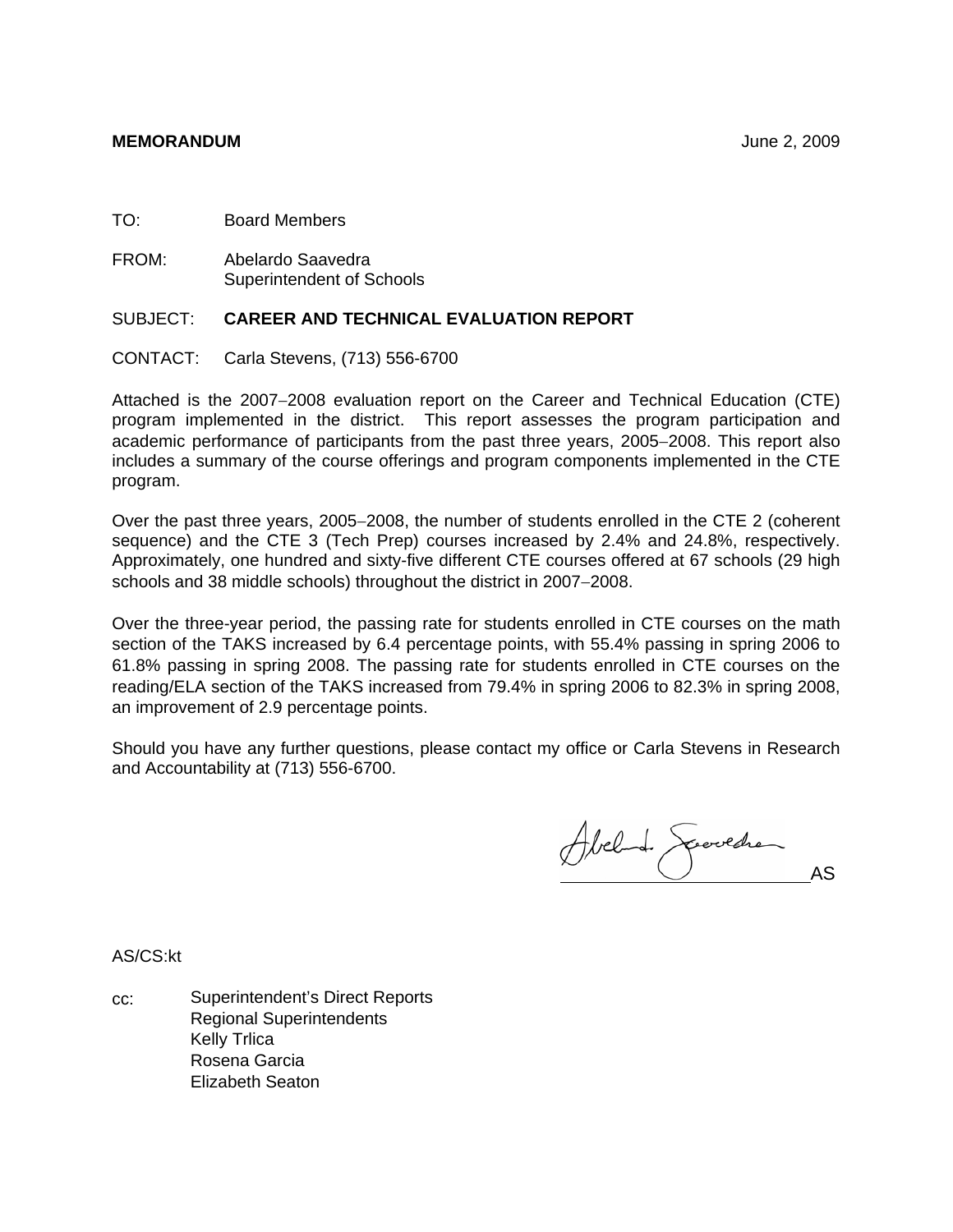**MEMORANDUM** June 2, 2009

TO: Board Members

FROM: Abelardo Saavedra
Superintendent of Schools

SUBJECT: **CAREER AND TECHNICAL EVALUATION REPORT**

CONTACT: Carla Stevens, (713) 556-6700

Attached is the 2007–2008 evaluation report on the Career and Technical Education (CTE) program implemented in the district. This report assesses the program participation and academic performance of participants from the past three years, 2005–2008. This report also includes a summary of the course offerings and program components implemented in the CTE program.

Over the past three years, 2005–2008, the number of students enrolled in the CTE 2 (coherent sequence) and the CTE 3 (Tech Prep) courses increased by 2.4% and 24.8%, respectively. Approximately, one hundred and sixty-five different CTE courses offered at 67 schools (29 high schools and 38 middle schools) throughout the district in 2007–2008.

Over the three-year period, the passing rate for students enrolled in CTE courses on the math section of the TAKS increased by 6.4 percentage points, with 55.4% passing in spring 2006 to 61.8% passing in spring 2008. The passing rate for students enrolled in CTE courses on the reading/ELA section of the TAKS increased from 79.4% in spring 2006 to 82.3% in spring 2008, an improvement of 2.9 percentage points.

Should you have any further questions, please contact my office or Carla Stevens in Research and Accountability at (713) 556-6700.

AS

AS/CS:kt

cc: Superintendent's Direct Reports
Regional Superintendents
Kelly Trlica
Rosena Garcia
Elizabeth Seaton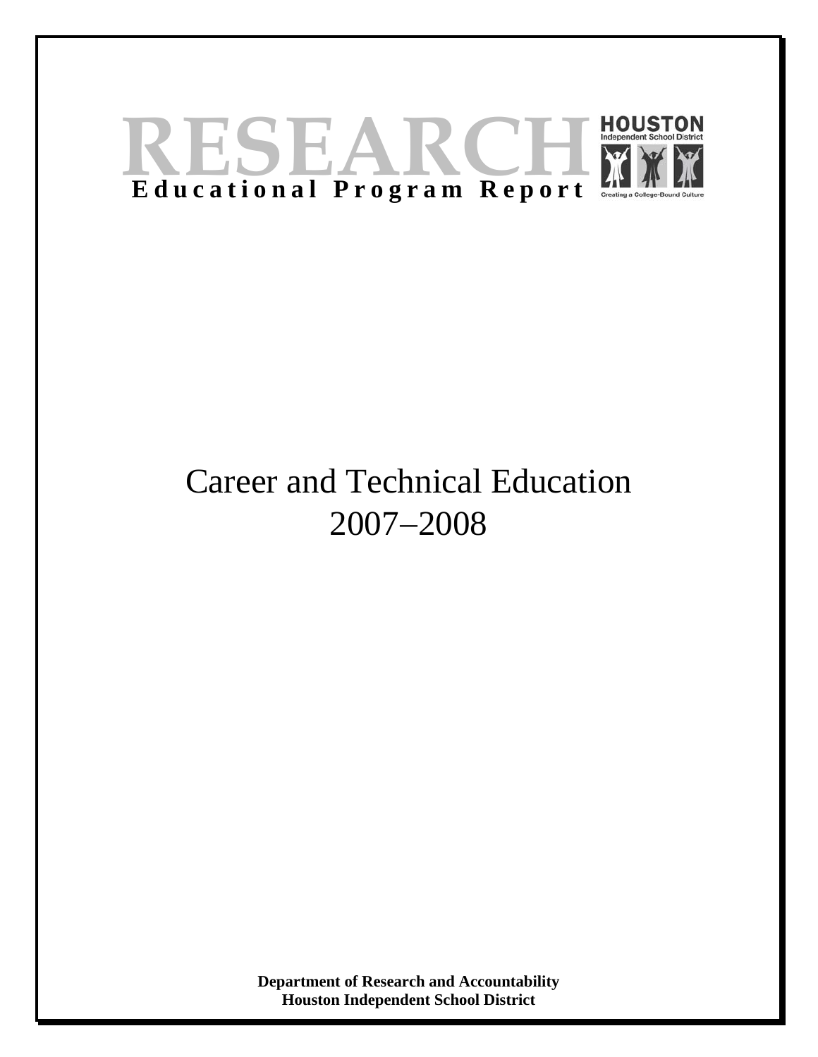# RESEARCH

**Educational Program Report**

HOUSTON Independent School District

Creating a College-Bound Culture

# Career and Technical Education 2007–2008

**Department of Research and Accountability**
**Houston Independent School District**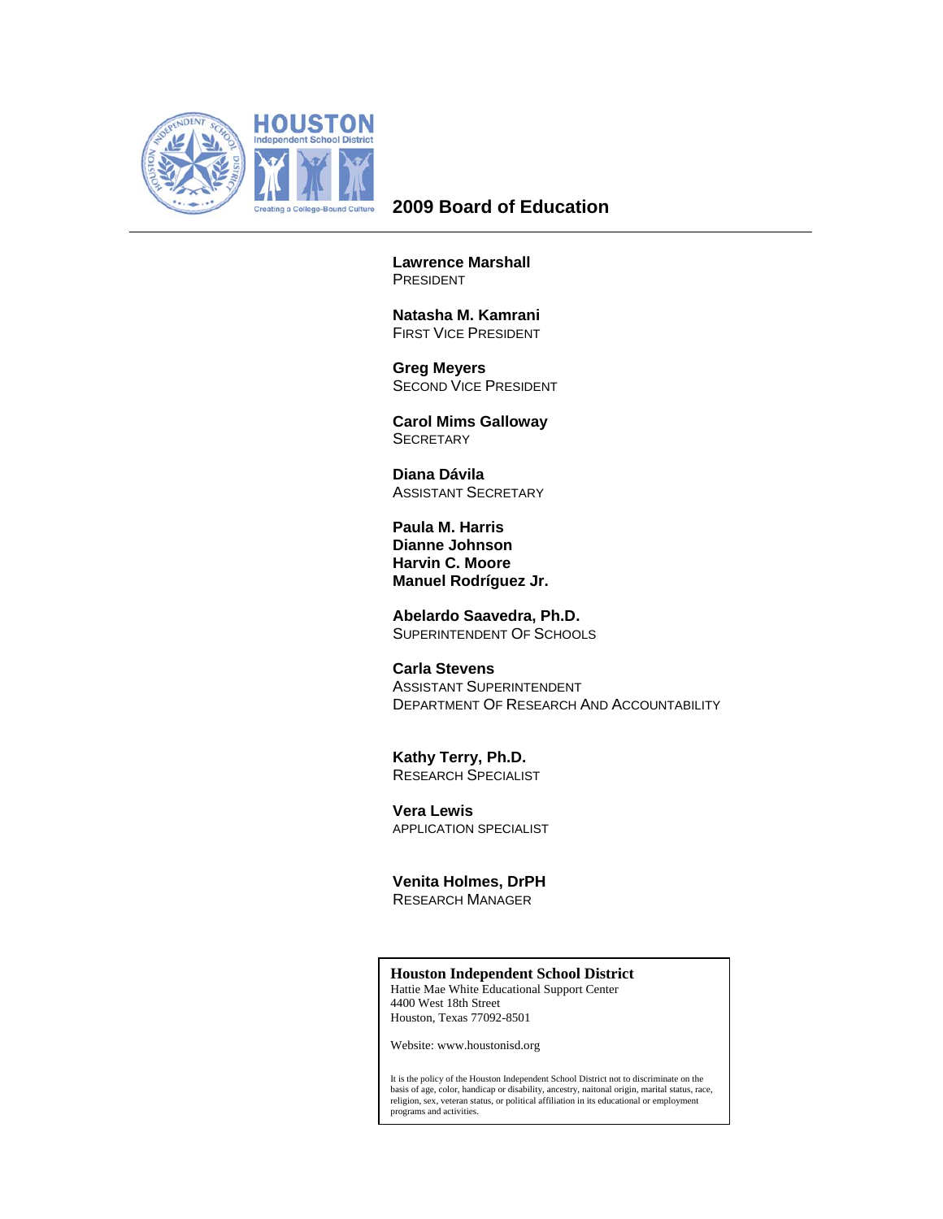HOUSTON
Independent School District
Creating a College-Bound Culture

# 2009 Board of Education

**Lawrence Marshall**
PRESIDENT

**Natasha M. Kamrani**
FIRST VICE PRESIDENT

**Greg Meyers**
SECOND VICE PRESIDENT

**Carol Mims Galloway**
SECRETARY

**Diana Dávila**
ASSISTANT SECRETARY

**Paula M. Harris**
**Dianne Johnson**
**Harvin C. Moore**
**Manuel Rodríguez Jr.**

**Abelardo Saavedra, Ph.D.**
SUPERINTENDENT OF SCHOOLS

**Carla Stevens**
ASSISTANT SUPERINTENDENT
DEPARTMENT OF RESEARCH AND ACCOUNTABILITY

**Kathy Terry, Ph.D.**
RESEARCH SPECIALIST

**Vera Lewis**
APPLICATION SPECIALIST

**Venita Holmes, DrPH**
RESEARCH MANAGER

**Houston Independent School District**
Hattie Mae White Educational Support Center
4400 West 18th Street
Houston, Texas 77092-8501

Website: www.houstonisd.org

It is the policy of the Houston Independent School District not to discriminate on the basis of age, color, handicap or disability, ancestry, naitonal origin, marital status, race, religion, sex, veteran status, or political affiliation in its educational or employment programs and activities.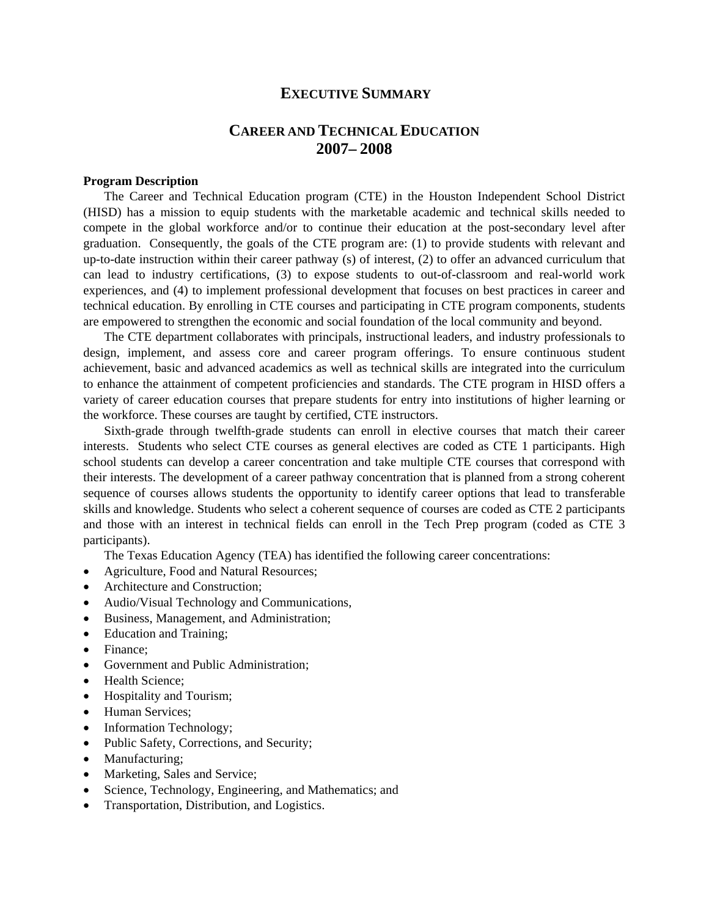# EXECUTIVE SUMMARY

## CAREER AND TECHNICAL EDUCATION 2007– 2008

**Program Description**

The Career and Technical Education program (CTE) in the Houston Independent School District (HISD) has a mission to equip students with the marketable academic and technical skills needed to compete in the global workforce and/or to continue their education at the post-secondary level after graduation. Consequently, the goals of the CTE program are: (1) to provide students with relevant and up-to-date instruction within their career pathway (s) of interest, (2) to offer an advanced curriculum that can lead to industry certifications, (3) to expose students to out-of-classroom and real-world work experiences, and (4) to implement professional development that focuses on best practices in career and technical education. By enrolling in CTE courses and participating in CTE program components, students are empowered to strengthen the economic and social foundation of the local community and beyond.

The CTE department collaborates with principals, instructional leaders, and industry professionals to design, implement, and assess core and career program offerings. To ensure continuous student achievement, basic and advanced academics as well as technical skills are integrated into the curriculum to enhance the attainment of competent proficiencies and standards. The CTE program in HISD offers a variety of career education courses that prepare students for entry into institutions of higher learning or the workforce. These courses are taught by certified, CTE instructors.

Sixth-grade through twelfth-grade students can enroll in elective courses that match their career interests. Students who select CTE courses as general electives are coded as CTE 1 participants. High school students can develop a career concentration and take multiple CTE courses that correspond with their interests. The development of a career pathway concentration that is planned from a strong coherent sequence of courses allows students the opportunity to identify career options that lead to transferable skills and knowledge. Students who select a coherent sequence of courses are coded as CTE 2 participants and those with an interest in technical fields can enroll in the Tech Prep program (coded as CTE 3 participants).

The Texas Education Agency (TEA) has identified the following career concentrations:

- Agriculture, Food and Natural Resources;
- Architecture and Construction;
- Audio/Visual Technology and Communications,
- Business, Management, and Administration;
- Education and Training;
- Finance;
- Government and Public Administration;
- Health Science;
- Hospitality and Tourism;
- Human Services;
- Information Technology;
- Public Safety, Corrections, and Security;
- Manufacturing;
- Marketing, Sales and Service;
- Science, Technology, Engineering, and Mathematics; and
- Transportation, Distribution, and Logistics.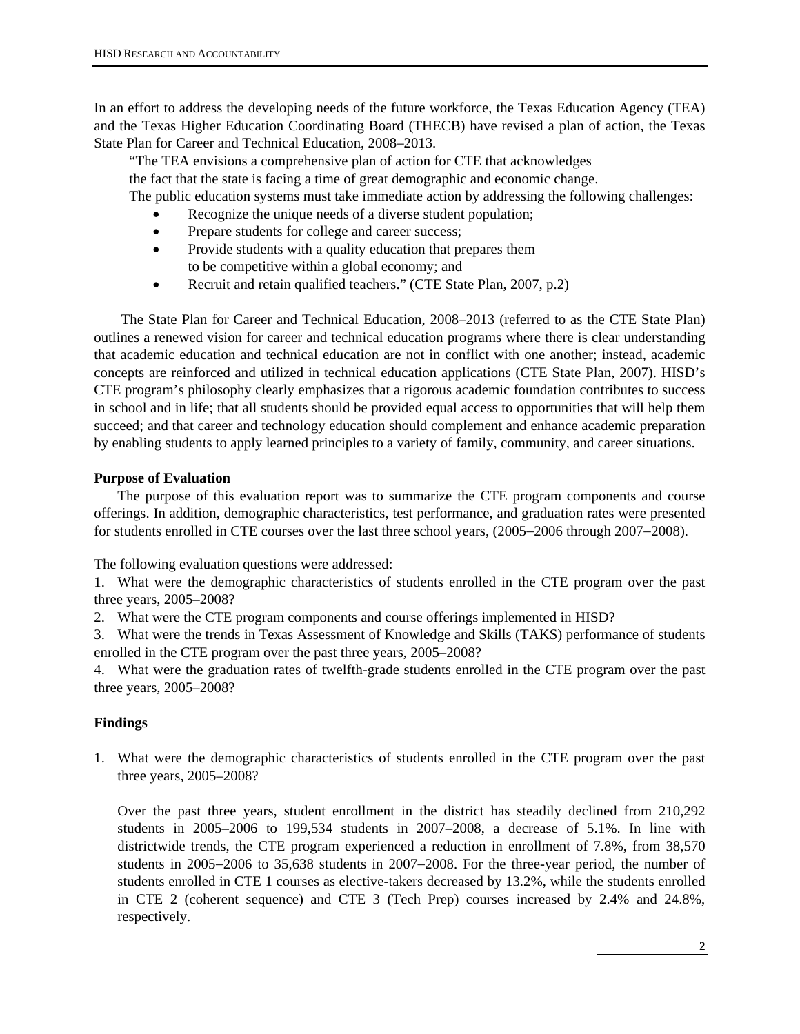In an effort to address the developing needs of the future workforce, the Texas Education Agency (TEA) and the Texas Higher Education Coordinating Board (THECB) have revised a plan of action, the Texas State Plan for Career and Technical Education, 2008–2013.

> "The TEA envisions a comprehensive plan of action for CTE that acknowledges the fact that the state is facing a time of great demographic and economic change. The public education systems must take immediate action by addressing the following challenges:
>
> - Recognize the unique needs of a diverse student population;
> - Prepare students for college and career success;
> - Provide students with a quality education that prepares them to be competitive within a global economy; and
> - Recruit and retain qualified teachers." (CTE State Plan, 2007, p.2)

The State Plan for Career and Technical Education, 2008–2013 (referred to as the CTE State Plan) outlines a renewed vision for career and technical education programs where there is clear understanding that academic education and technical education are not in conflict with one another; instead, academic concepts are reinforced and utilized in technical education applications (CTE State Plan, 2007). HISD's CTE program's philosophy clearly emphasizes that a rigorous academic foundation contributes to success in school and in life; that all students should be provided equal access to opportunities that will help them succeed; and that career and technology education should complement and enhance academic preparation by enabling students to apply learned principles to a variety of family, community, and career situations.

**Purpose of Evaluation**

The purpose of this evaluation report was to summarize the CTE program components and course offerings. In addition, demographic characteristics, test performance, and graduation rates were presented for students enrolled in CTE courses over the last three school years, (2005−2006 through 2007−2008).

The following evaluation questions were addressed:

1. What were the demographic characteristics of students enrolled in the CTE program over the past three years, 2005–2008?
2. What were the CTE program components and course offerings implemented in HISD?
3. What were the trends in Texas Assessment of Knowledge and Skills (TAKS) performance of students enrolled in the CTE program over the past three years, 2005–2008?
4. What were the graduation rates of twelfth-grade students enrolled in the CTE program over the past three years, 2005–2008?

**Findings**

1. What were the demographic characteristics of students enrolled in the CTE program over the past three years, 2005–2008?

   Over the past three years, student enrollment in the district has steadily declined from 210,292 students in 2005–2006 to 199,534 students in 2007–2008, a decrease of 5.1%. In line with districtwide trends, the CTE program experienced a reduction in enrollment of 7.8%, from 38,570 students in 2005−2006 to 35,638 students in 2007−2008. For the three-year period, the number of students enrolled in CTE 1 courses as elective-takers decreased by 13.2%, while the students enrolled in CTE 2 (coherent sequence) and CTE 3 (Tech Prep) courses increased by 2.4% and 24.8%, respectively.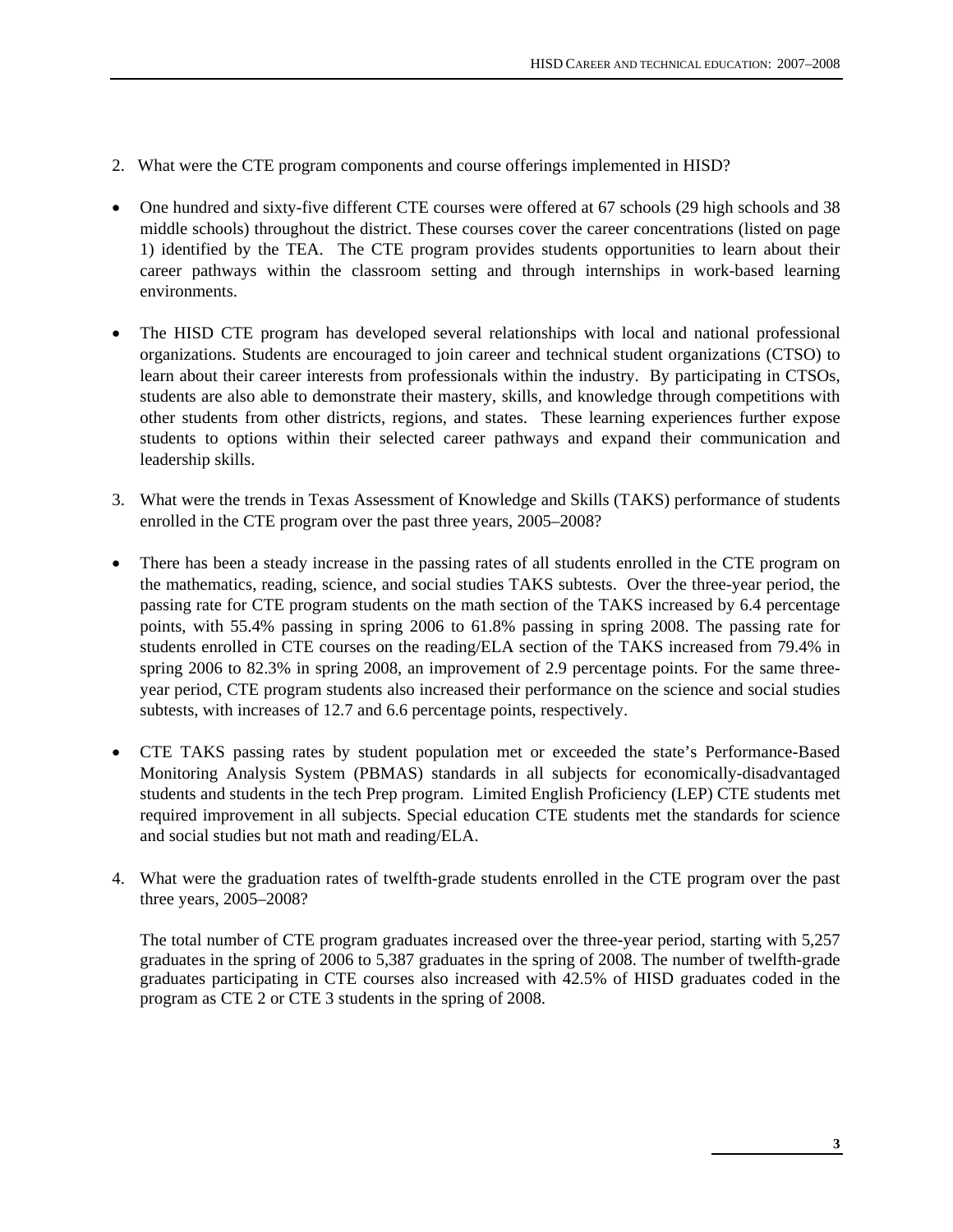2. What were the CTE program components and course offerings implemented in HISD?

- One hundred and sixty-five different CTE courses were offered at 67 schools (29 high schools and 38 middle schools) throughout the district. These courses cover the career concentrations (listed on page 1) identified by the TEA. The CTE program provides students opportunities to learn about their career pathways within the classroom setting and through internships in work-based learning environments.

- The HISD CTE program has developed several relationships with local and national professional organizations. Students are encouraged to join career and technical student organizations (CTSO) to learn about their career interests from professionals within the industry. By participating in CTSOs, students are also able to demonstrate their mastery, skills, and knowledge through competitions with other students from other districts, regions, and states. These learning experiences further expose students to options within their selected career pathways and expand their communication and leadership skills.

3. What were the trends in Texas Assessment of Knowledge and Skills (TAKS) performance of students enrolled in the CTE program over the past three years, 2005–2008?

- There has been a steady increase in the passing rates of all students enrolled in the CTE program on the mathematics, reading, science, and social studies TAKS subtests. Over the three-year period, the passing rate for CTE program students on the math section of the TAKS increased by 6.4 percentage points, with 55.4% passing in spring 2006 to 61.8% passing in spring 2008. The passing rate for students enrolled in CTE courses on the reading/ELA section of the TAKS increased from 79.4% in spring 2006 to 82.3% in spring 2008, an improvement of 2.9 percentage points. For the same three-year period, CTE program students also increased their performance on the science and social studies subtests, with increases of 12.7 and 6.6 percentage points, respectively.

- CTE TAKS passing rates by student population met or exceeded the state's Performance-Based Monitoring Analysis System (PBMAS) standards in all subjects for economically-disadvantaged students and students in the tech Prep program. Limited English Proficiency (LEP) CTE students met required improvement in all subjects. Special education CTE students met the standards for science and social studies but not math and reading/ELA.

4. What were the graduation rates of twelfth-grade students enrolled in the CTE program over the past three years, 2005–2008?

   The total number of CTE program graduates increased over the three-year period, starting with 5,257 graduates in the spring of 2006 to 5,387 graduates in the spring of 2008. The number of twelfth-grade graduates participating in CTE courses also increased with 42.5% of HISD graduates coded in the program as CTE 2 or CTE 3 students in the spring of 2008.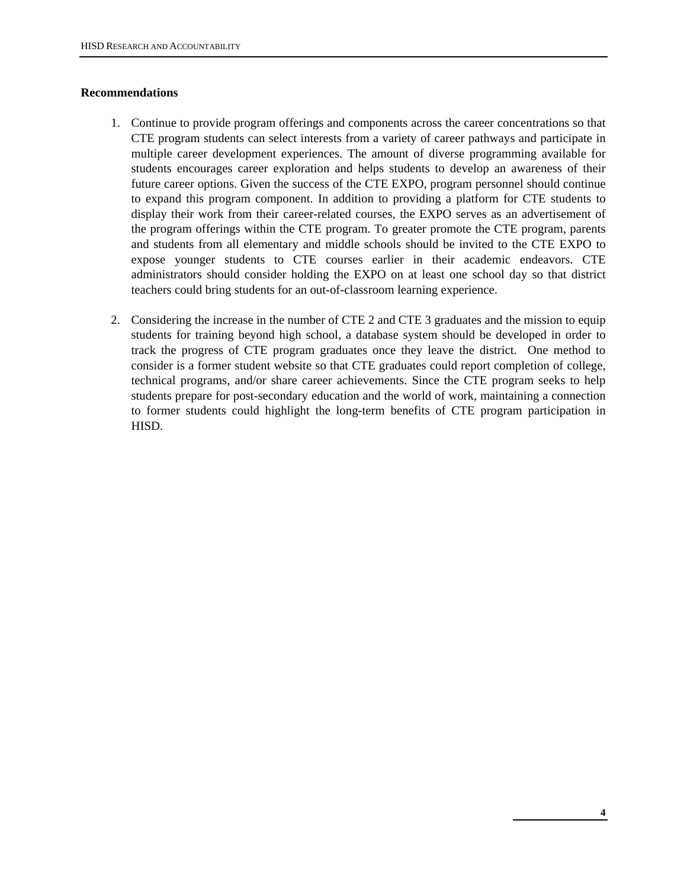**Recommendations**

1. Continue to provide program offerings and components across the career concentrations so that CTE program students can select interests from a variety of career pathways and participate in multiple career development experiences. The amount of diverse programming available for students encourages career exploration and helps students to develop an awareness of their future career options. Given the success of the CTE EXPO, program personnel should continue to expand this program component. In addition to providing a platform for CTE students to display their work from their career-related courses, the EXPO serves as an advertisement of the program offerings within the CTE program. To greater promote the CTE program, parents and students from all elementary and middle schools should be invited to the CTE EXPO to expose younger students to CTE courses earlier in their academic endeavors. CTE administrators should consider holding the EXPO on at least one school day so that district teachers could bring students for an out-of-classroom learning experience.

2. Considering the increase in the number of CTE 2 and CTE 3 graduates and the mission to equip students for training beyond high school, a database system should be developed in order to track the progress of CTE program graduates once they leave the district. One method to consider is a former student website so that CTE graduates could report completion of college, technical programs, and/or share career achievements. Since the CTE program seeks to help students prepare for post-secondary education and the world of work, maintaining a connection to former students could highlight the long-term benefits of CTE program participation in HISD.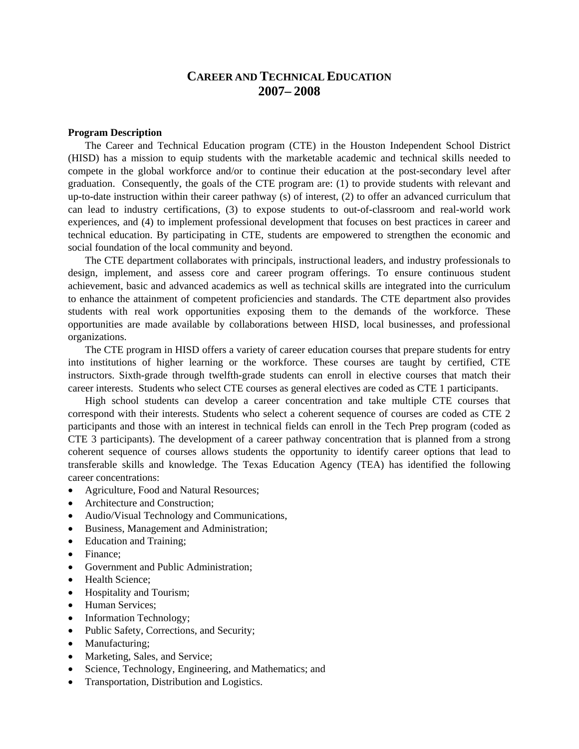# CAREER AND TECHNICAL EDUCATION
# 2007– 2008

**Program Description**

The Career and Technical Education program (CTE) in the Houston Independent School District (HISD) has a mission to equip students with the marketable academic and technical skills needed to compete in the global workforce and/or to continue their education at the post-secondary level after graduation. Consequently, the goals of the CTE program are: (1) to provide students with relevant and up-to-date instruction within their career pathway (s) of interest, (2) to offer an advanced curriculum that can lead to industry certifications, (3) to expose students to out-of-classroom and real-world work experiences, and (4) to implement professional development that focuses on best practices in career and technical education. By participating in CTE, students are empowered to strengthen the economic and social foundation of the local community and beyond.

The CTE department collaborates with principals, instructional leaders, and industry professionals to design, implement, and assess core and career program offerings. To ensure continuous student achievement, basic and advanced academics as well as technical skills are integrated into the curriculum to enhance the attainment of competent proficiencies and standards. The CTE department also provides students with real work opportunities exposing them to the demands of the workforce. These opportunities are made available by collaborations between HISD, local businesses, and professional organizations.

The CTE program in HISD offers a variety of career education courses that prepare students for entry into institutions of higher learning or the workforce. These courses are taught by certified, CTE instructors. Sixth-grade through twelfth-grade students can enroll in elective courses that match their career interests. Students who select CTE courses as general electives are coded as CTE 1 participants.

High school students can develop a career concentration and take multiple CTE courses that correspond with their interests. Students who select a coherent sequence of courses are coded as CTE 2 participants and those with an interest in technical fields can enroll in the Tech Prep program (coded as CTE 3 participants). The development of a career pathway concentration that is planned from a strong coherent sequence of courses allows students the opportunity to identify career options that lead to transferable skills and knowledge. The Texas Education Agency (TEA) has identified the following career concentrations:

- Agriculture, Food and Natural Resources;
- Architecture and Construction;
- Audio/Visual Technology and Communications,
- Business, Management and Administration;
- Education and Training;
- Finance;
- Government and Public Administration;
- Health Science;
- Hospitality and Tourism;
- Human Services;
- Information Technology;
- Public Safety, Corrections, and Security;
- Manufacturing;
- Marketing, Sales, and Service;
- Science, Technology, Engineering, and Mathematics; and
- Transportation, Distribution and Logistics.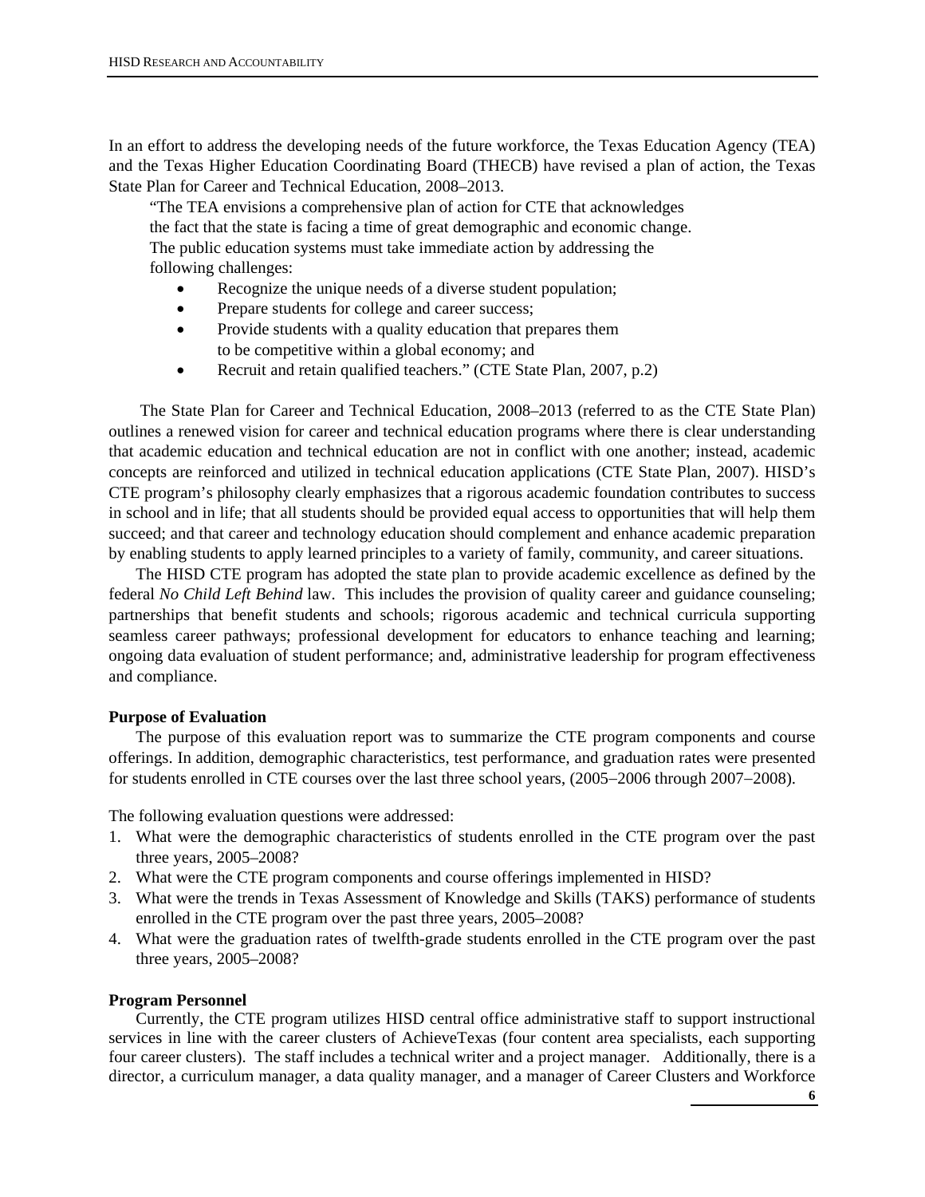In an effort to address the developing needs of the future workforce, the Texas Education Agency (TEA) and the Texas Higher Education Coordinating Board (THECB) have revised a plan of action, the Texas State Plan for Career and Technical Education, 2008–2013.

> "The TEA envisions a comprehensive plan of action for CTE that acknowledges the fact that the state is facing a time of great demographic and economic change. The public education systems must take immediate action by addressing the following challenges:
>
> - Recognize the unique needs of a diverse student population;
> - Prepare students for college and career success;
> - Provide students with a quality education that prepares them to be competitive within a global economy; and
> - Recruit and retain qualified teachers." (CTE State Plan, 2007, p.2)

The State Plan for Career and Technical Education, 2008–2013 (referred to as the CTE State Plan) outlines a renewed vision for career and technical education programs where there is clear understanding that academic education and technical education are not in conflict with one another; instead, academic concepts are reinforced and utilized in technical education applications (CTE State Plan, 2007). HISD's CTE program's philosophy clearly emphasizes that a rigorous academic foundation contributes to success in school and in life; that all students should be provided equal access to opportunities that will help them succeed; and that career and technology education should complement and enhance academic preparation by enabling students to apply learned principles to a variety of family, community, and career situations.

The HISD CTE program has adopted the state plan to provide academic excellence as defined by the federal *No Child Left Behind* law. This includes the provision of quality career and guidance counseling; partnerships that benefit students and schools; rigorous academic and technical curricula supporting seamless career pathways; professional development for educators to enhance teaching and learning; ongoing data evaluation of student performance; and, administrative leadership for program effectiveness and compliance.

**Purpose of Evaluation**

The purpose of this evaluation report was to summarize the CTE program components and course offerings. In addition, demographic characteristics, test performance, and graduation rates were presented for students enrolled in CTE courses over the last three school years, (2005–2006 through 2007–2008).

The following evaluation questions were addressed:

1. What were the demographic characteristics of students enrolled in the CTE program over the past three years, 2005–2008?
2. What were the CTE program components and course offerings implemented in HISD?
3. What were the trends in Texas Assessment of Knowledge and Skills (TAKS) performance of students enrolled in the CTE program over the past three years, 2005–2008?
4. What were the graduation rates of twelfth-grade students enrolled in the CTE program over the past three years, 2005–2008?

**Program Personnel**

Currently, the CTE program utilizes HISD central office administrative staff to support instructional services in line with the career clusters of AchieveTexas (four content area specialists, each supporting four career clusters). The staff includes a technical writer and a project manager. Additionally, there is a director, a curriculum manager, a data quality manager, and a manager of Career Clusters and Workforce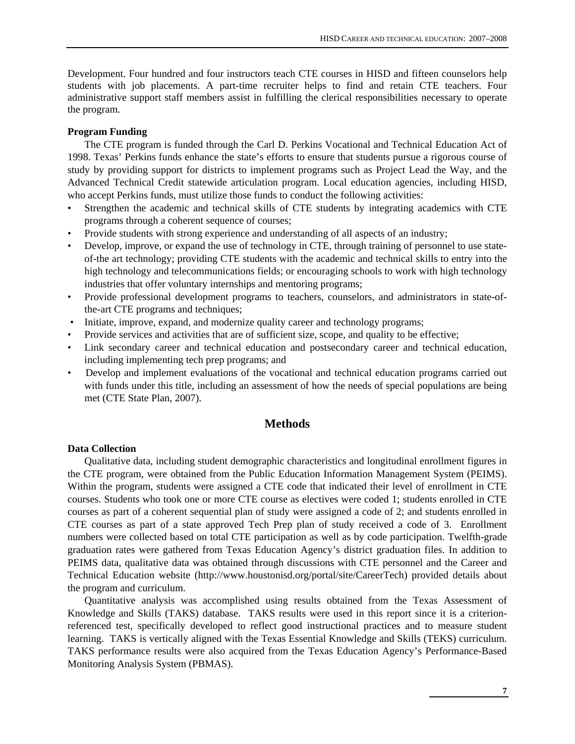Development. Four hundred and four instructors teach CTE courses in HISD and fifteen counselors help students with job placements. A part-time recruiter helps to find and retain CTE teachers. Four administrative support staff members assist in fulfilling the clerical responsibilities necessary to operate the program.

**Program Funding**

The CTE program is funded through the Carl D. Perkins Vocational and Technical Education Act of 1998. Texas' Perkins funds enhance the state's efforts to ensure that students pursue a rigorous course of study by providing support for districts to implement programs such as Project Lead the Way, and the Advanced Technical Credit statewide articulation program. Local education agencies, including HISD, who accept Perkins funds, must utilize those funds to conduct the following activities:

- Strengthen the academic and technical skills of CTE students by integrating academics with CTE programs through a coherent sequence of courses;
- Provide students with strong experience and understanding of all aspects of an industry;
- Develop, improve, or expand the use of technology in CTE, through training of personnel to use state-of-the art technology; providing CTE students with the academic and technical skills to entry into the high technology and telecommunications fields; or encouraging schools to work with high technology industries that offer voluntary internships and mentoring programs;
- Provide professional development programs to teachers, counselors, and administrators in state-of-the-art CTE programs and techniques;
- Initiate, improve, expand, and modernize quality career and technology programs;
- Provide services and activities that are of sufficient size, scope, and quality to be effective;
- Link secondary career and technical education and postsecondary career and technical education, including implementing tech prep programs; and
- Develop and implement evaluations of the vocational and technical education programs carried out with funds under this title, including an assessment of how the needs of special populations are being met (CTE State Plan, 2007).

## Methods

**Data Collection**

Qualitative data, including student demographic characteristics and longitudinal enrollment figures in the CTE program, were obtained from the Public Education Information Management System (PEIMS). Within the program, students were assigned a CTE code that indicated their level of enrollment in CTE courses. Students who took one or more CTE course as electives were coded 1; students enrolled in CTE courses as part of a coherent sequential plan of study were assigned a code of 2; and students enrolled in CTE courses as part of a state approved Tech Prep plan of study received a code of 3. Enrollment numbers were collected based on total CTE participation as well as by code participation. Twelfth-grade graduation rates were gathered from Texas Education Agency's district graduation files. In addition to PEIMS data, qualitative data was obtained through discussions with CTE personnel and the Career and Technical Education website (http://www.houstonisd.org/portal/site/CareerTech) provided details about the program and curriculum.

Quantitative analysis was accomplished using results obtained from the Texas Assessment of Knowledge and Skills (TAKS) database. TAKS results were used in this report since it is a criterion-referenced test, specifically developed to reflect good instructional practices and to measure student learning. TAKS is vertically aligned with the Texas Essential Knowledge and Skills (TEKS) curriculum. TAKS performance results were also acquired from the Texas Education Agency's Performance-Based Monitoring Analysis System (PBMAS).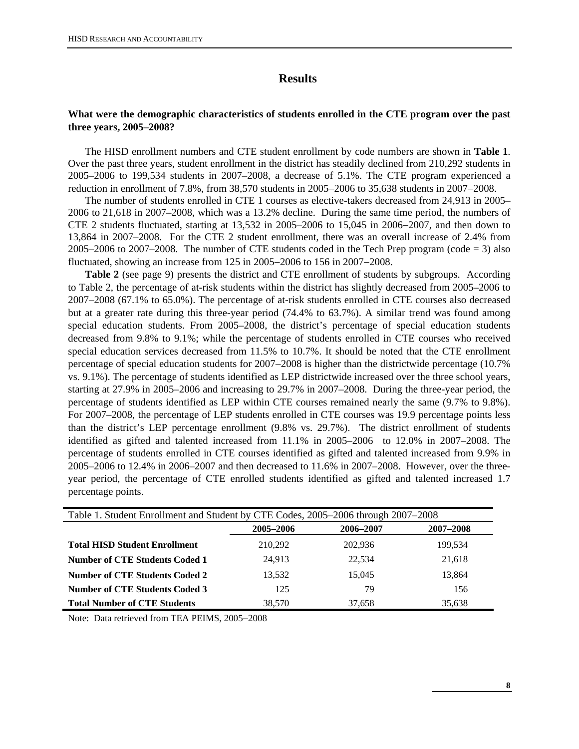## Results

**What were the demographic characteristics of students enrolled in the CTE program over the past three years, 2005–2008?**

The HISD enrollment numbers and CTE student enrollment by code numbers are shown in **Table 1**. Over the past three years, student enrollment in the district has steadily declined from 210,292 students in 2005–2006 to 199,534 students in 2007–2008, a decrease of 5.1%. The CTE program experienced a reduction in enrollment of 7.8%, from 38,570 students in 2005–2006 to 35,638 students in 2007–2008.

The number of students enrolled in CTE 1 courses as elective-takers decreased from 24,913 in 2005–2006 to 21,618 in 2007–2008, which was a 13.2% decline. During the same time period, the numbers of CTE 2 students fluctuated, starting at 13,532 in 2005–2006 to 15,045 in 2006–2007, and then down to 13,864 in 2007–2008. For the CTE 2 student enrollment, there was an overall increase of 2.4% from 2005–2006 to 2007–2008. The number of CTE students coded in the Tech Prep program (code = 3) also fluctuated, showing an increase from 125 in 2005–2006 to 156 in 2007–2008.

**Table 2** (see page 9) presents the district and CTE enrollment of students by subgroups. According to Table 2, the percentage of at-risk students within the district has slightly decreased from 2005–2006 to 2007–2008 (67.1% to 65.0%). The percentage of at-risk students enrolled in CTE courses also decreased but at a greater rate during this three-year period (74.4% to 63.7%). A similar trend was found among special education students. From 2005–2008, the district's percentage of special education students decreased from 9.8% to 9.1%; while the percentage of students enrolled in CTE courses who received special education services decreased from 11.5% to 10.7%. It should be noted that the CTE enrollment percentage of special education students for 2007–2008 is higher than the districtwide percentage (10.7% vs. 9.1%). The percentage of students identified as LEP districtwide increased over the three school years, starting at 27.9% in 2005–2006 and increasing to 29.7% in 2007–2008. During the three-year period, the percentage of students identified as LEP within CTE courses remained nearly the same (9.7% to 9.8%). For 2007–2008, the percentage of LEP students enrolled in CTE courses was 19.9 percentage points less than the district's LEP percentage enrollment (9.8% vs. 29.7%). The district enrollment of students identified as gifted and talented increased from 11.1% in 2005–2006 to 12.0% in 2007–2008. The percentage of students enrolled in CTE courses identified as gifted and talented increased from 9.9% in 2005–2006 to 12.4% in 2006–2007 and then decreased to 11.6% in 2007–2008. However, over the three-year period, the percentage of CTE enrolled students identified as gifted and talented increased 1.7 percentage points.

Table 1. Student Enrollment and Student by CTE Codes, 2005–2006 through 2007–2008

| | 2005–2006 | 2006–2007 | 2007–2008 |
|---|---|---|---|
| **Total HISD Student Enrollment** | 210,292 | 202,936 | 199,534 |
| **Number of CTE Students Coded 1** | 24,913 | 22,534 | 21,618 |
| **Number of CTE Students Coded 2** | 13,532 | 15,045 | 13,864 |
| **Number of CTE Students Coded 3** | 125 | 79 | 156 |
| **Total Number of CTE Students** | 38,570 | 37,658 | 35,638 |

Note: Data retrieved from TEA PEIMS, 2005–2008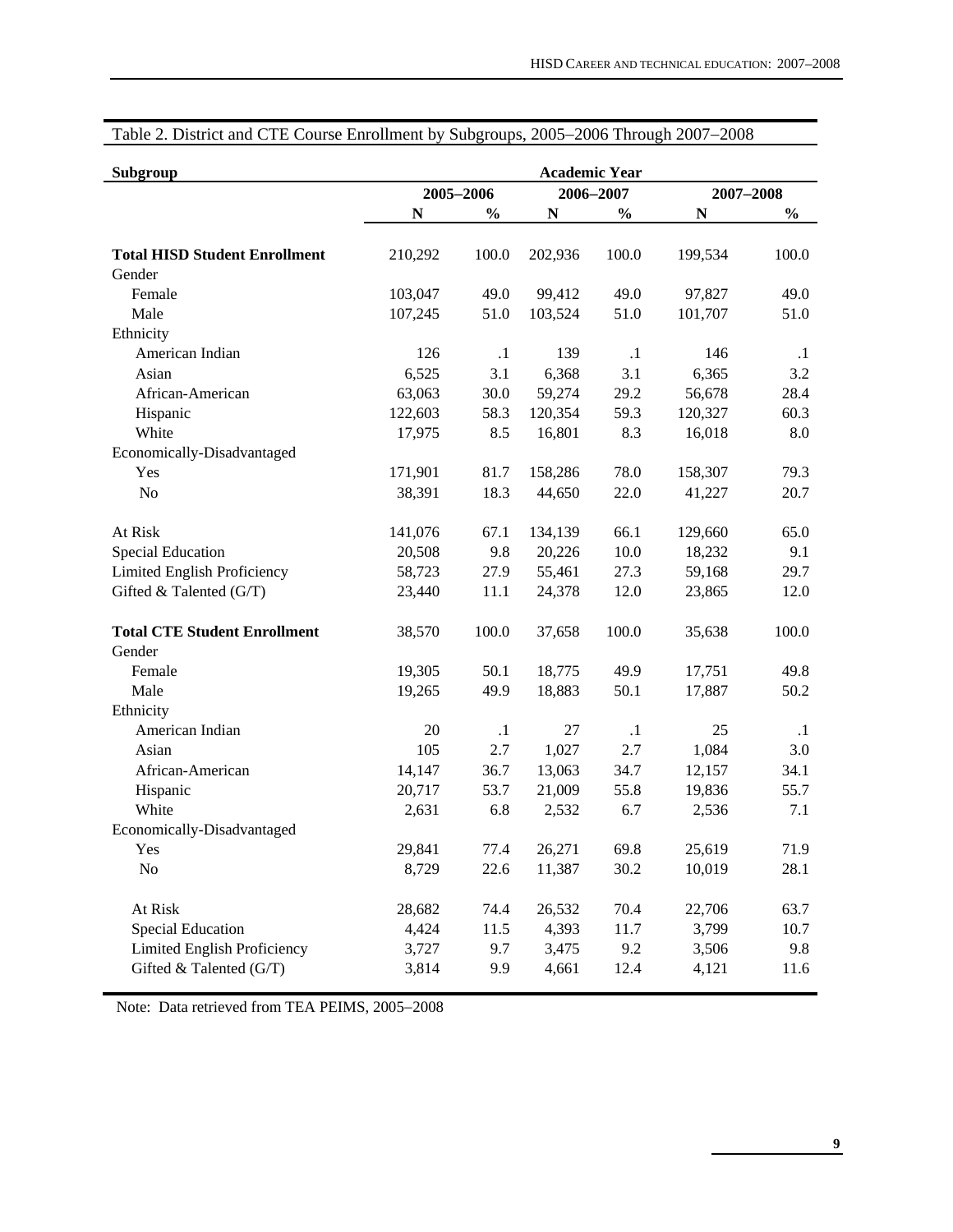Table 2. District and CTE Course Enrollment by Subgroups, 2005–2006 Through 2007–2008

| Subgroup | Academic Year | | | | | |
|---|---|---|---|---|---|---|
| | 2005–2006 | | 2006–2007 | | 2007–2008 | |
| | N | % | N | % | N | % |
| **Total HISD Student Enrollment** | 210,292 | 100.0 | 202,936 | 100.0 | 199,534 | 100.0 |
| Gender | | | | | | |
| Female | 103,047 | 49.0 | 99,412 | 49.0 | 97,827 | 49.0 |
| Male | 107,245 | 51.0 | 103,524 | 51.0 | 101,707 | 51.0 |
| Ethnicity | | | | | | |
| American Indian | 126 | .1 | 139 | .1 | 146 | .1 |
| Asian | 6,525 | 3.1 | 6,368 | 3.1 | 6,365 | 3.2 |
| African-American | 63,063 | 30.0 | 59,274 | 29.2 | 56,678 | 28.4 |
| Hispanic | 122,603 | 58.3 | 120,354 | 59.3 | 120,327 | 60.3 |
| White | 17,975 | 8.5 | 16,801 | 8.3 | 16,018 | 8.0 |
| Economically-Disadvantaged | | | | | | |
| Yes | 171,901 | 81.7 | 158,286 | 78.0 | 158,307 | 79.3 |
| No | 38,391 | 18.3 | 44,650 | 22.0 | 41,227 | 20.7 |
| At Risk | 141,076 | 67.1 | 134,139 | 66.1 | 129,660 | 65.0 |
| Special Education | 20,508 | 9.8 | 20,226 | 10.0 | 18,232 | 9.1 |
| Limited English Proficiency | 58,723 | 27.9 | 55,461 | 27.3 | 59,168 | 29.7 |
| Gifted & Talented (G/T) | 23,440 | 11.1 | 24,378 | 12.0 | 23,865 | 12.0 |
| **Total CTE Student Enrollment** | 38,570 | 100.0 | 37,658 | 100.0 | 35,638 | 100.0 |
| Gender | | | | | | |
| Female | 19,305 | 50.1 | 18,775 | 49.9 | 17,751 | 49.8 |
| Male | 19,265 | 49.9 | 18,883 | 50.1 | 17,887 | 50.2 |
| Ethnicity | | | | | | |
| American Indian | 20 | .1 | 27 | .1 | 25 | .1 |
| Asian | 105 | 2.7 | 1,027 | 2.7 | 1,084 | 3.0 |
| African-American | 14,147 | 36.7 | 13,063 | 34.7 | 12,157 | 34.1 |
| Hispanic | 20,717 | 53.7 | 21,009 | 55.8 | 19,836 | 55.7 |
| White | 2,631 | 6.8 | 2,532 | 6.7 | 2,536 | 7.1 |
| Economically-Disadvantaged | | | | | | |
| Yes | 29,841 | 77.4 | 26,271 | 69.8 | 25,619 | 71.9 |
| No | 8,729 | 22.6 | 11,387 | 30.2 | 10,019 | 28.1 |
| At Risk | 28,682 | 74.4 | 26,532 | 70.4 | 22,706 | 63.7 |
| Special Education | 4,424 | 11.5 | 4,393 | 11.7 | 3,799 | 10.7 |
| Limited English Proficiency | 3,727 | 9.7 | 3,475 | 9.2 | 3,506 | 9.8 |
| Gifted & Talented (G/T) | 3,814 | 9.9 | 4,661 | 12.4 | 4,121 | 11.6 |

Note: Data retrieved from TEA PEIMS, 2005–2008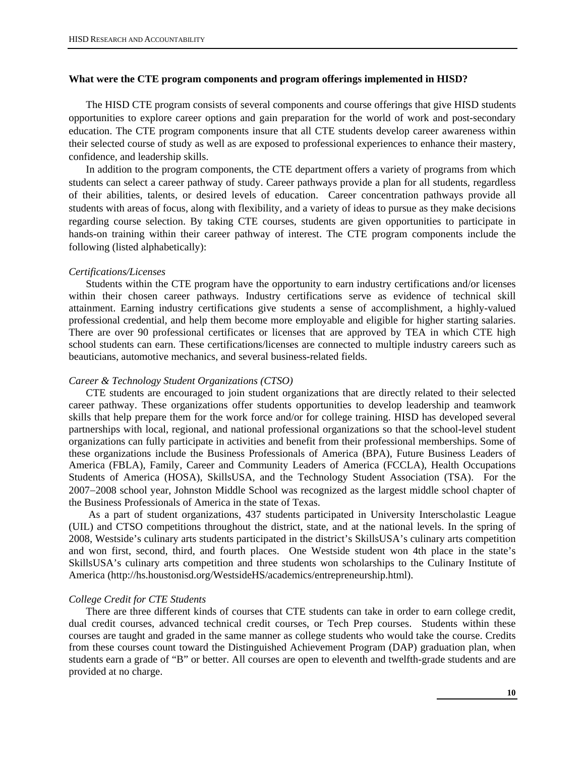**What were the CTE program components and program offerings implemented in HISD?**

The HISD CTE program consists of several components and course offerings that give HISD students opportunities to explore career options and gain preparation for the world of work and post-secondary education. The CTE program components insure that all CTE students develop career awareness within their selected course of study as well as are exposed to professional experiences to enhance their mastery, confidence, and leadership skills.

In addition to the program components, the CTE department offers a variety of programs from which students can select a career pathway of study. Career pathways provide a plan for all students, regardless of their abilities, talents, or desired levels of education. Career concentration pathways provide all students with areas of focus, along with flexibility, and a variety of ideas to pursue as they make decisions regarding course selection. By taking CTE courses, students are given opportunities to participate in hands-on training within their career pathway of interest. The CTE program components include the following (listed alphabetically):

*Certifications/Licenses*

Students within the CTE program have the opportunity to earn industry certifications and/or licenses within their chosen career pathways. Industry certifications serve as evidence of technical skill attainment. Earning industry certifications give students a sense of accomplishment, a highly-valued professional credential, and help them become more employable and eligible for higher starting salaries. There are over 90 professional certificates or licenses that are approved by TEA in which CTE high school students can earn. These certifications/licenses are connected to multiple industry careers such as beauticians, automotive mechanics, and several business-related fields.

*Career & Technology Student Organizations (CTSO)*

CTE students are encouraged to join student organizations that are directly related to their selected career pathway. These organizations offer students opportunities to develop leadership and teamwork skills that help prepare them for the work force and/or for college training. HISD has developed several partnerships with local, regional, and national professional organizations so that the school-level student organizations can fully participate in activities and benefit from their professional memberships. Some of these organizations include the Business Professionals of America (BPA), Future Business Leaders of America (FBLA), Family, Career and Community Leaders of America (FCCLA), Health Occupations Students of America (HOSA), SkillsUSA, and the Technology Student Association (TSA). For the 2007−2008 school year, Johnston Middle School was recognized as the largest middle school chapter of the Business Professionals of America in the state of Texas.

As a part of student organizations, 437 students participated in University Interscholastic League (UIL) and CTSO competitions throughout the district, state, and at the national levels. In the spring of 2008, Westside's culinary arts students participated in the district's SkillsUSA's culinary arts competition and won first, second, third, and fourth places. One Westside student won 4th place in the state's SkillsUSA's culinary arts competition and three students won scholarships to the Culinary Institute of America (http://hs.houstonisd.org/WestsideHS/academics/entrepreneurship.html).

*College Credit for CTE Students*

There are three different kinds of courses that CTE students can take in order to earn college credit, dual credit courses, advanced technical credit courses, or Tech Prep courses. Students within these courses are taught and graded in the same manner as college students who would take the course. Credits from these courses count toward the Distinguished Achievement Program (DAP) graduation plan, when students earn a grade of "B" or better. All courses are open to eleventh and twelfth-grade students and are provided at no charge.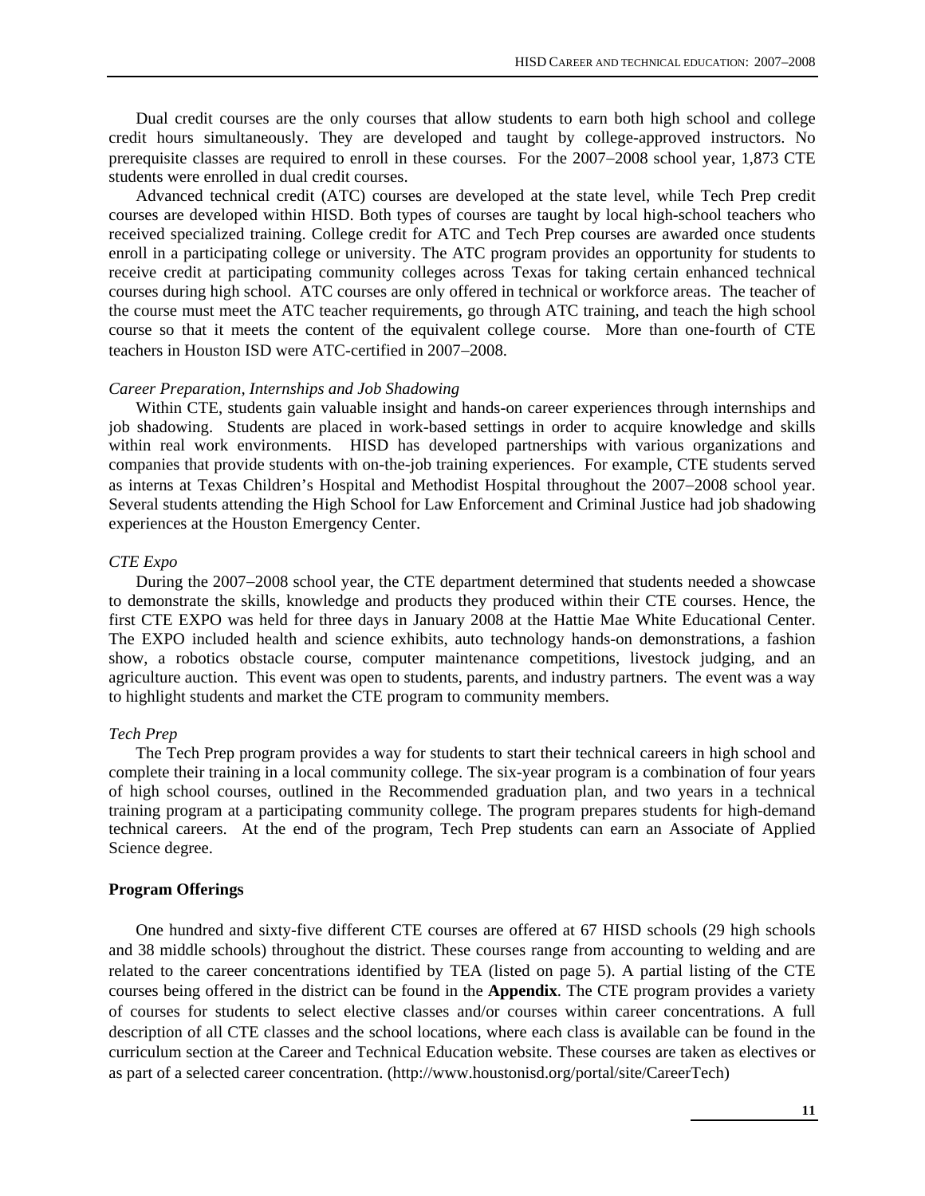Dual credit courses are the only courses that allow students to earn both high school and college credit hours simultaneously. They are developed and taught by college-approved instructors. No prerequisite classes are required to enroll in these courses. For the 2007−2008 school year, 1,873 CTE students were enrolled in dual credit courses.

Advanced technical credit (ATC) courses are developed at the state level, while Tech Prep credit courses are developed within HISD. Both types of courses are taught by local high-school teachers who received specialized training. College credit for ATC and Tech Prep courses are awarded once students enroll in a participating college or university. The ATC program provides an opportunity for students to receive credit at participating community colleges across Texas for taking certain enhanced technical courses during high school. ATC courses are only offered in technical or workforce areas. The teacher of the course must meet the ATC teacher requirements, go through ATC training, and teach the high school course so that it meets the content of the equivalent college course. More than one-fourth of CTE teachers in Houston ISD were ATC-certified in 2007−2008.

*Career Preparation, Internships and Job Shadowing*

Within CTE, students gain valuable insight and hands-on career experiences through internships and job shadowing. Students are placed in work-based settings in order to acquire knowledge and skills within real work environments. HISD has developed partnerships with various organizations and companies that provide students with on-the-job training experiences. For example, CTE students served as interns at Texas Children's Hospital and Methodist Hospital throughout the 2007−2008 school year. Several students attending the High School for Law Enforcement and Criminal Justice had job shadowing experiences at the Houston Emergency Center.

*CTE Expo*

During the 2007−2008 school year, the CTE department determined that students needed a showcase to demonstrate the skills, knowledge and products they produced within their CTE courses. Hence, the first CTE EXPO was held for three days in January 2008 at the Hattie Mae White Educational Center. The EXPO included health and science exhibits, auto technology hands-on demonstrations, a fashion show, a robotics obstacle course, computer maintenance competitions, livestock judging, and an agriculture auction. This event was open to students, parents, and industry partners. The event was a way to highlight students and market the CTE program to community members.

*Tech Prep*

The Tech Prep program provides a way for students to start their technical careers in high school and complete their training in a local community college. The six-year program is a combination of four years of high school courses, outlined in the Recommended graduation plan, and two years in a technical training program at a participating community college. The program prepares students for high-demand technical careers. At the end of the program, Tech Prep students can earn an Associate of Applied Science degree.

**Program Offerings**

One hundred and sixty-five different CTE courses are offered at 67 HISD schools (29 high schools and 38 middle schools) throughout the district. These courses range from accounting to welding and are related to the career concentrations identified by TEA (listed on page 5). A partial listing of the CTE courses being offered in the district can be found in the **Appendix**. The CTE program provides a variety of courses for students to select elective classes and/or courses within career concentrations. A full description of all CTE classes and the school locations, where each class is available can be found in the curriculum section at the Career and Technical Education website. These courses are taken as electives or as part of a selected career concentration. (http://www.houstonisd.org/portal/site/CareerTech)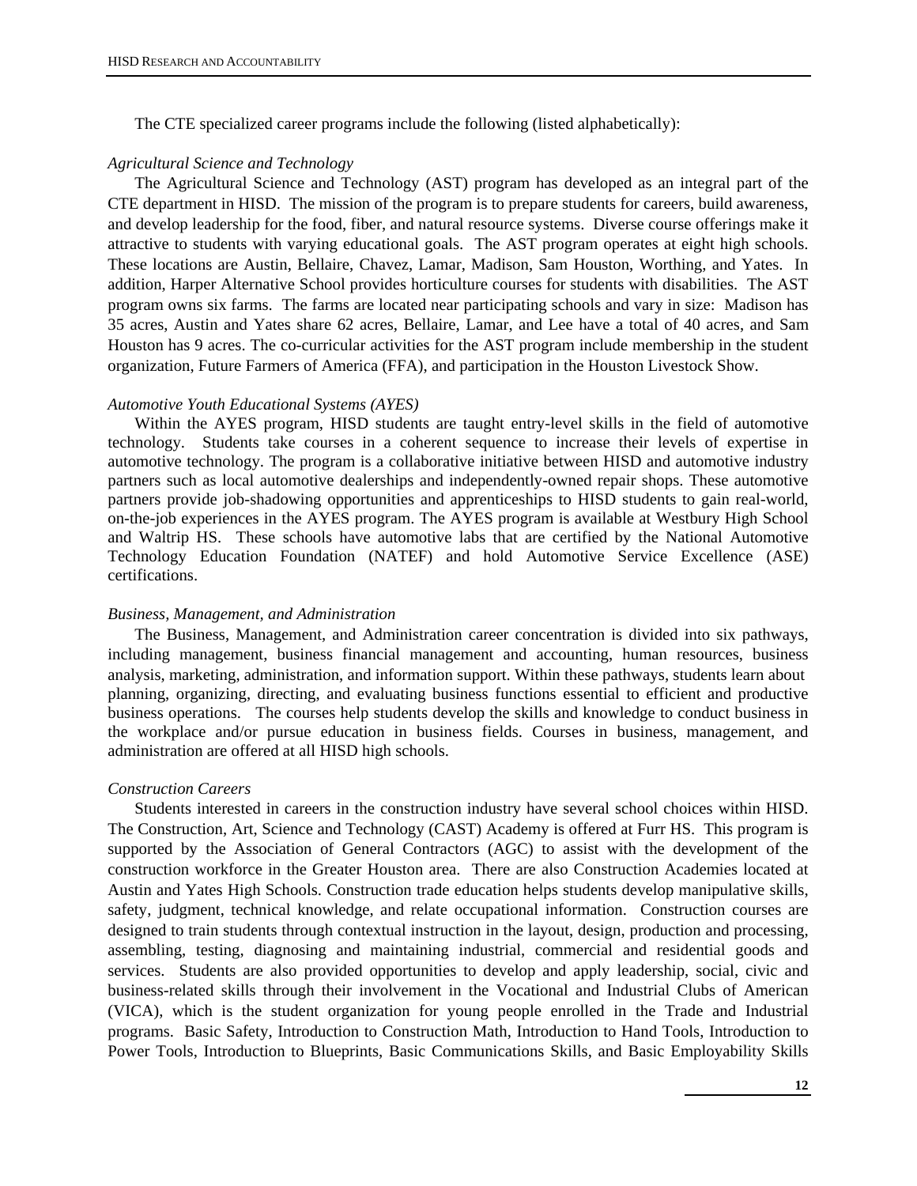The CTE specialized career programs include the following (listed alphabetically):

*Agricultural Science and Technology*

The Agricultural Science and Technology (AST) program has developed as an integral part of the CTE department in HISD. The mission of the program is to prepare students for careers, build awareness, and develop leadership for the food, fiber, and natural resource systems. Diverse course offerings make it attractive to students with varying educational goals. The AST program operates at eight high schools. These locations are Austin, Bellaire, Chavez, Lamar, Madison, Sam Houston, Worthing, and Yates. In addition, Harper Alternative School provides horticulture courses for students with disabilities. The AST program owns six farms. The farms are located near participating schools and vary in size: Madison has 35 acres, Austin and Yates share 62 acres, Bellaire, Lamar, and Lee have a total of 40 acres, and Sam Houston has 9 acres. The co-curricular activities for the AST program include membership in the student organization, Future Farmers of America (FFA), and participation in the Houston Livestock Show.

*Automotive Youth Educational Systems (AYES)*

Within the AYES program, HISD students are taught entry-level skills in the field of automotive technology. Students take courses in a coherent sequence to increase their levels of expertise in automotive technology. The program is a collaborative initiative between HISD and automotive industry partners such as local automotive dealerships and independently-owned repair shops. These automotive partners provide job-shadowing opportunities and apprenticeships to HISD students to gain real-world, on-the-job experiences in the AYES program. The AYES program is available at Westbury High School and Waltrip HS. These schools have automotive labs that are certified by the National Automotive Technology Education Foundation (NATEF) and hold Automotive Service Excellence (ASE) certifications.

*Business, Management, and Administration*

The Business, Management, and Administration career concentration is divided into six pathways, including management, business financial management and accounting, human resources, business analysis, marketing, administration, and information support. Within these pathways, students learn about planning, organizing, directing, and evaluating business functions essential to efficient and productive business operations. The courses help students develop the skills and knowledge to conduct business in the workplace and/or pursue education in business fields. Courses in business, management, and administration are offered at all HISD high schools.

*Construction Careers*

Students interested in careers in the construction industry have several school choices within HISD. The Construction, Art, Science and Technology (CAST) Academy is offered at Furr HS. This program is supported by the Association of General Contractors (AGC) to assist with the development of the construction workforce in the Greater Houston area. There are also Construction Academies located at Austin and Yates High Schools. Construction trade education helps students develop manipulative skills, safety, judgment, technical knowledge, and relate occupational information. Construction courses are designed to train students through contextual instruction in the layout, design, production and processing, assembling, testing, diagnosing and maintaining industrial, commercial and residential goods and services. Students are also provided opportunities to develop and apply leadership, social, civic and business-related skills through their involvement in the Vocational and Industrial Clubs of American (VICA), which is the student organization for young people enrolled in the Trade and Industrial programs. Basic Safety, Introduction to Construction Math, Introduction to Hand Tools, Introduction to Power Tools, Introduction to Blueprints, Basic Communications Skills, and Basic Employability Skills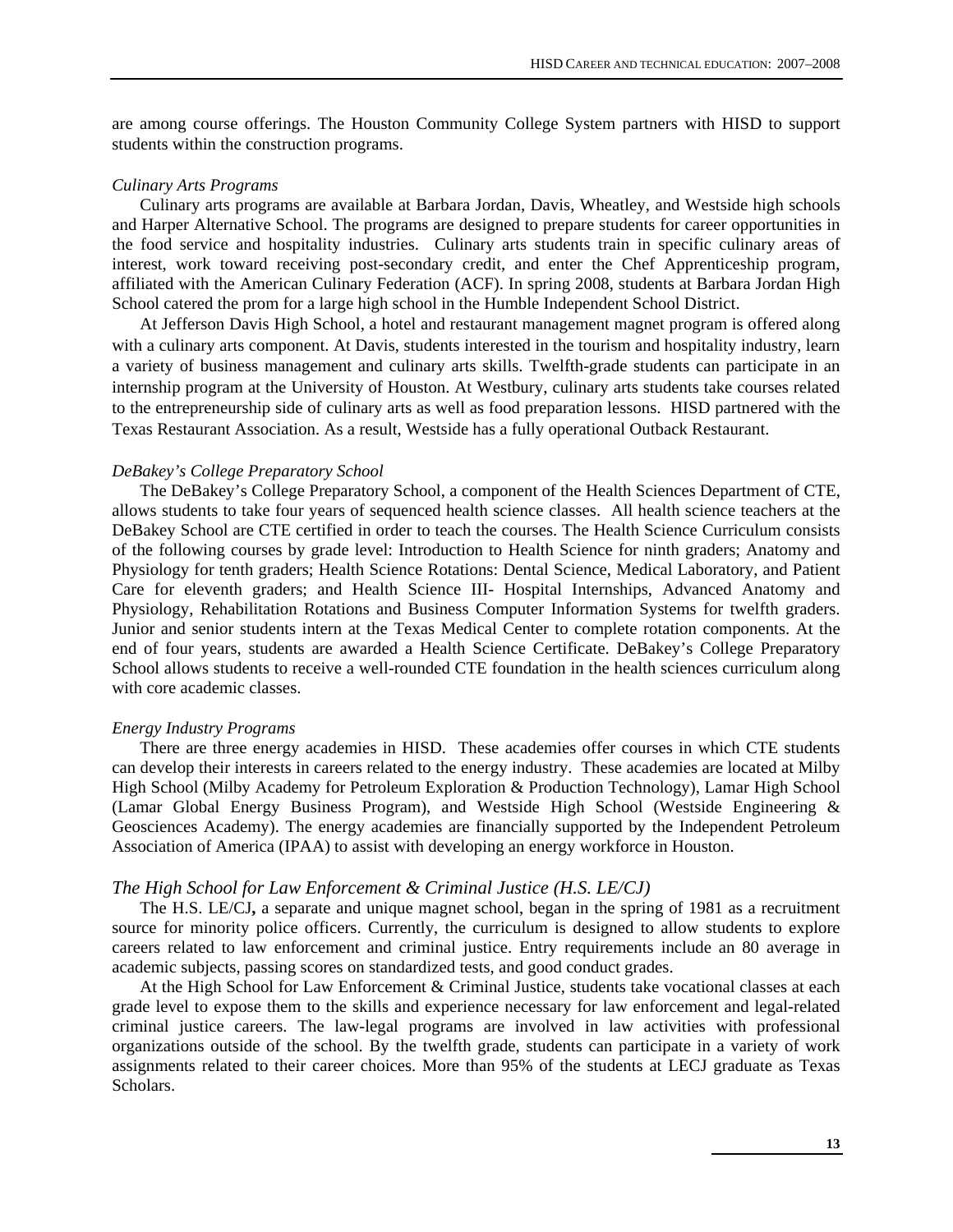are among course offerings. The Houston Community College System partners with HISD to support students within the construction programs.

*Culinary Arts Programs*

Culinary arts programs are available at Barbara Jordan, Davis, Wheatley, and Westside high schools and Harper Alternative School. The programs are designed to prepare students for career opportunities in the food service and hospitality industries. Culinary arts students train in specific culinary areas of interest, work toward receiving post-secondary credit, and enter the Chef Apprenticeship program, affiliated with the American Culinary Federation (ACF). In spring 2008, students at Barbara Jordan High School catered the prom for a large high school in the Humble Independent School District.

At Jefferson Davis High School, a hotel and restaurant management magnet program is offered along with a culinary arts component. At Davis, students interested in the tourism and hospitality industry, learn a variety of business management and culinary arts skills. Twelfth-grade students can participate in an internship program at the University of Houston. At Westbury, culinary arts students take courses related to the entrepreneurship side of culinary arts as well as food preparation lessons. HISD partnered with the Texas Restaurant Association. As a result, Westside has a fully operational Outback Restaurant.

*DeBakey's College Preparatory School*

The DeBakey's College Preparatory School, a component of the Health Sciences Department of CTE, allows students to take four years of sequenced health science classes. All health science teachers at the DeBakey School are CTE certified in order to teach the courses. The Health Science Curriculum consists of the following courses by grade level: Introduction to Health Science for ninth graders; Anatomy and Physiology for tenth graders; Health Science Rotations: Dental Science, Medical Laboratory, and Patient Care for eleventh graders; and Health Science III- Hospital Internships, Advanced Anatomy and Physiology, Rehabilitation Rotations and Business Computer Information Systems for twelfth graders. Junior and senior students intern at the Texas Medical Center to complete rotation components. At the end of four years, students are awarded a Health Science Certificate. DeBakey's College Preparatory School allows students to receive a well-rounded CTE foundation in the health sciences curriculum along with core academic classes.

*Energy Industry Programs*

There are three energy academies in HISD. These academies offer courses in which CTE students can develop their interests in careers related to the energy industry. These academies are located at Milby High School (Milby Academy for Petroleum Exploration & Production Technology), Lamar High School (Lamar Global Energy Business Program), and Westside High School (Westside Engineering & Geosciences Academy). The energy academies are financially supported by the Independent Petroleum Association of America (IPAA) to assist with developing an energy workforce in Houston.

*The High School for Law Enforcement & Criminal Justice (H.S. LE/CJ)*

The H.S. LE/CJ**,** a separate and unique magnet school, began in the spring of 1981 as a recruitment source for minority police officers. Currently, the curriculum is designed to allow students to explore careers related to law enforcement and criminal justice. Entry requirements include an 80 average in academic subjects, passing scores on standardized tests, and good conduct grades.

At the High School for Law Enforcement & Criminal Justice, students take vocational classes at each grade level to expose them to the skills and experience necessary for law enforcement and legal-related criminal justice careers. The law-legal programs are involved in law activities with professional organizations outside of the school. By the twelfth grade, students can participate in a variety of work assignments related to their career choices. More than 95% of the students at LECJ graduate as Texas Scholars.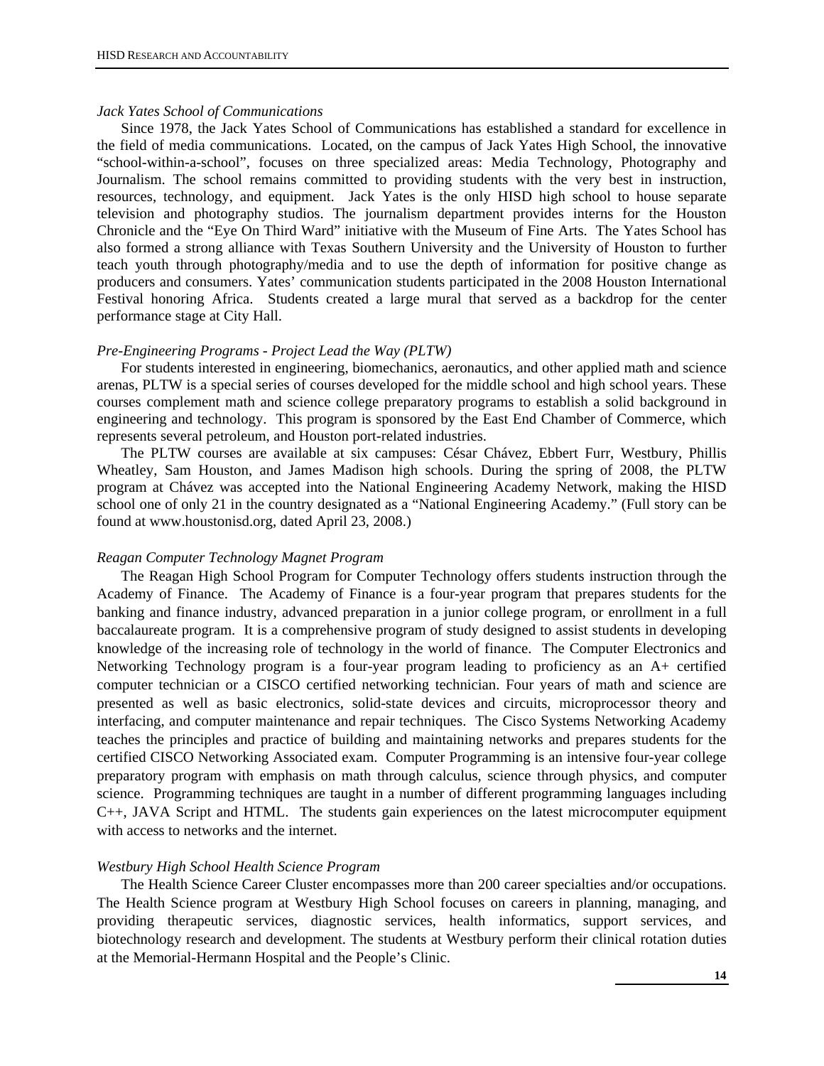*Jack Yates School of Communications*

Since 1978, the Jack Yates School of Communications has established a standard for excellence in the field of media communications. Located, on the campus of Jack Yates High School, the innovative "school-within-a-school", focuses on three specialized areas: Media Technology, Photography and Journalism. The school remains committed to providing students with the very best in instruction, resources, technology, and equipment. Jack Yates is the only HISD high school to house separate television and photography studios. The journalism department provides interns for the Houston Chronicle and the "Eye On Third Ward" initiative with the Museum of Fine Arts. The Yates School has also formed a strong alliance with Texas Southern University and the University of Houston to further teach youth through photography/media and to use the depth of information for positive change as producers and consumers. Yates' communication students participated in the 2008 Houston International Festival honoring Africa. Students created a large mural that served as a backdrop for the center performance stage at City Hall.

*Pre-Engineering Programs - Project Lead the Way (PLTW)*

For students interested in engineering, biomechanics, aeronautics, and other applied math and science arenas, PLTW is a special series of courses developed for the middle school and high school years. These courses complement math and science college preparatory programs to establish a solid background in engineering and technology. This program is sponsored by the East End Chamber of Commerce, which represents several petroleum, and Houston port-related industries.

The PLTW courses are available at six campuses: César Chávez, Ebbert Furr, Westbury, Phillis Wheatley, Sam Houston, and James Madison high schools. During the spring of 2008, the PLTW program at Chávez was accepted into the National Engineering Academy Network, making the HISD school one of only 21 in the country designated as a "National Engineering Academy." (Full story can be found at www.houstonisd.org, dated April 23, 2008.)

*Reagan Computer Technology Magnet Program*

The Reagan High School Program for Computer Technology offers students instruction through the Academy of Finance. The Academy of Finance is a four-year program that prepares students for the banking and finance industry, advanced preparation in a junior college program, or enrollment in a full baccalaureate program. It is a comprehensive program of study designed to assist students in developing knowledge of the increasing role of technology in the world of finance. The Computer Electronics and Networking Technology program is a four-year program leading to proficiency as an A+ certified computer technician or a CISCO certified networking technician. Four years of math and science are presented as well as basic electronics, solid-state devices and circuits, microprocessor theory and interfacing, and computer maintenance and repair techniques. The Cisco Systems Networking Academy teaches the principles and practice of building and maintaining networks and prepares students for the certified CISCO Networking Associated exam. Computer Programming is an intensive four-year college preparatory program with emphasis on math through calculus, science through physics, and computer science. Programming techniques are taught in a number of different programming languages including C++, JAVA Script and HTML. The students gain experiences on the latest microcomputer equipment with access to networks and the internet.

*Westbury High School Health Science Program*

The Health Science Career Cluster encompasses more than 200 career specialties and/or occupations. The Health Science program at Westbury High School focuses on careers in planning, managing, and providing therapeutic services, diagnostic services, health informatics, support services, and biotechnology research and development. The students at Westbury perform their clinical rotation duties at the Memorial-Hermann Hospital and the People's Clinic.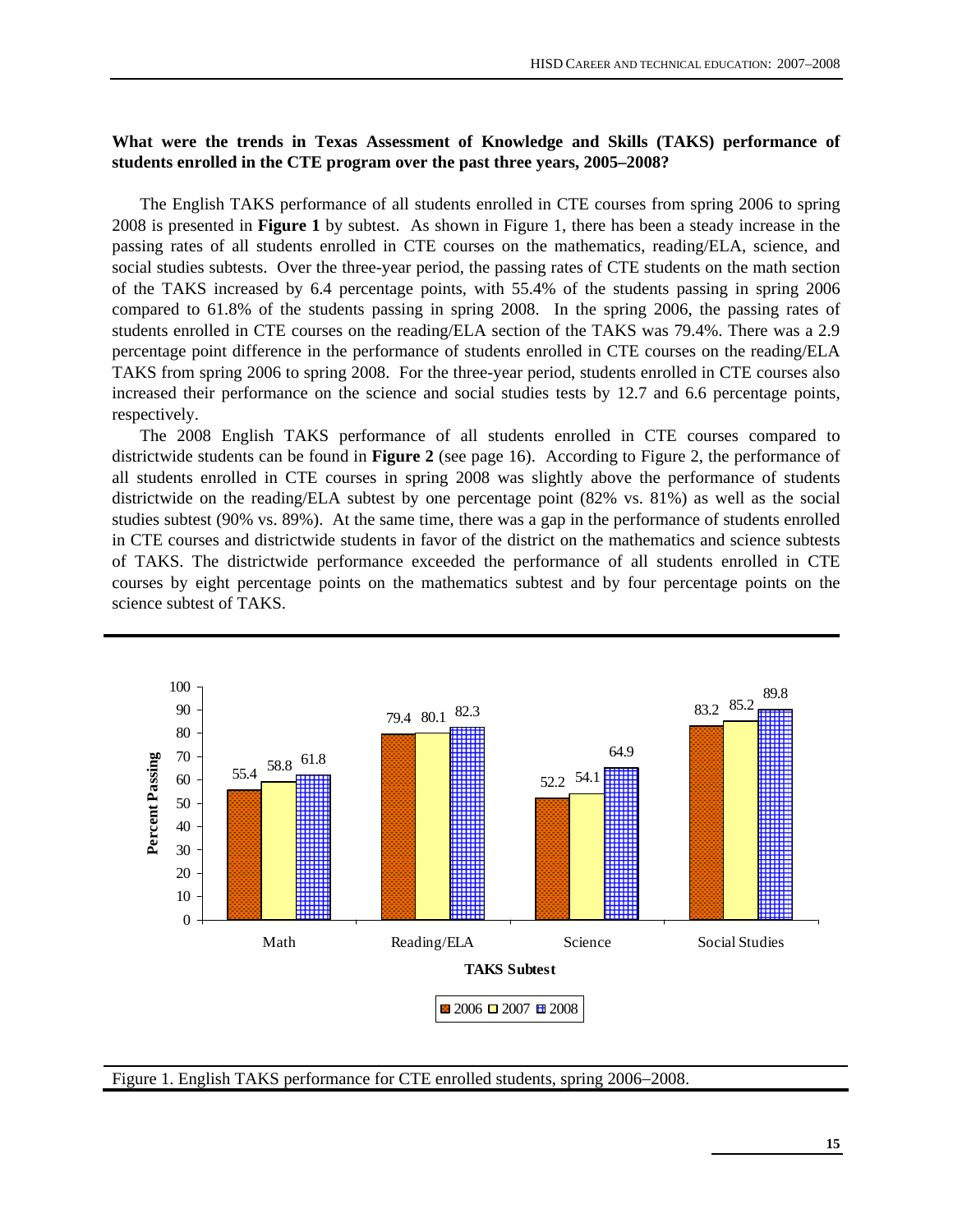**What were the trends in Texas Assessment of Knowledge and Skills (TAKS) performance of students enrolled in the CTE program over the past three years, 2005–2008?**

The English TAKS performance of all students enrolled in CTE courses from spring 2006 to spring 2008 is presented in **Figure 1** by subtest. As shown in Figure 1, there has been a steady increase in the passing rates of all students enrolled in CTE courses on the mathematics, reading/ELA, science, and social studies subtests. Over the three-year period, the passing rates of CTE students on the math section of the TAKS increased by 6.4 percentage points, with 55.4% of the students passing in spring 2006 compared to 61.8% of the students passing in spring 2008. In the spring 2006, the passing rates of students enrolled in CTE courses on the reading/ELA section of the TAKS was 79.4%. There was a 2.9 percentage point difference in the performance of students enrolled in CTE courses on the reading/ELA TAKS from spring 2006 to spring 2008. For the three-year period, students enrolled in CTE courses also increased their performance on the science and social studies tests by 12.7 and 6.6 percentage points, respectively.

The 2008 English TAKS performance of all students enrolled in CTE courses compared to districtwide students can be found in **Figure 2** (see page 16). According to Figure 2, the performance of all students enrolled in CTE courses in spring 2008 was slightly above the performance of students districtwide on the reading/ELA subtest by one percentage point (82% vs. 81%) as well as the social studies subtest (90% vs. 89%). At the same time, there was a gap in the performance of students enrolled in CTE courses and districtwide students in favor of the district on the mathematics and science subtests of TAKS. The districtwide performance exceeded the performance of all students enrolled in CTE courses by eight percentage points on the mathematics subtest and by four percentage points on the science subtest of TAKS.

| TAKS Subtest | 2006 | 2007 | 2008 |
|---|---|---|---|
| Math | 55.4 | 58.8 | 61.8 |
| Reading/ELA | 79.4 | 80.1 | 82.3 |
| Science | 52.2 | 54.1 | 64.9 |
| Social Studies | 83.2 | 85.2 | 89.8 |

Figure 1. English TAKS performance for CTE enrolled students, spring 2006–2008.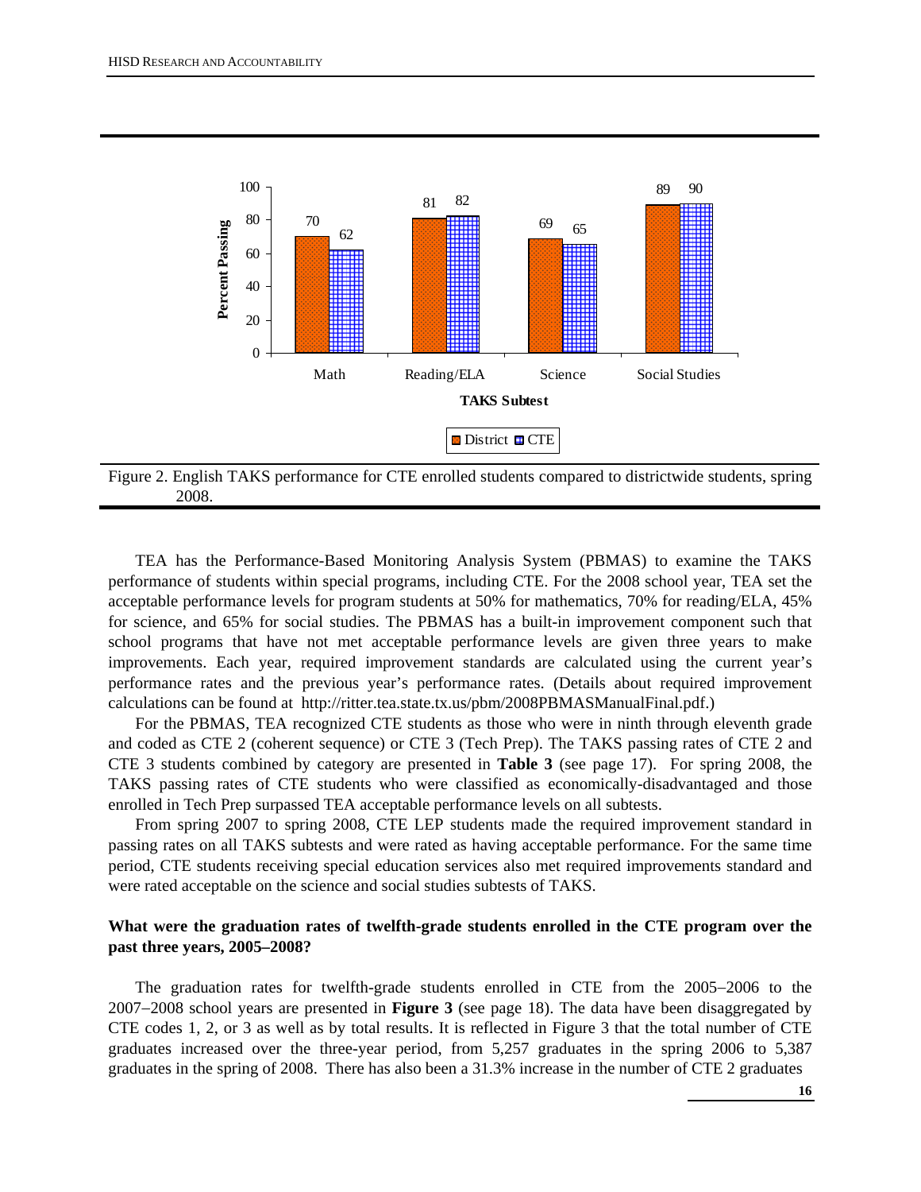| TAKS Subtest | District | CTE |
|---|---|---|
| Math | 70 | 62 |
| Reading/ELA | 81 | 82 |
| Science | 69 | 65 |
| Social Studies | 89 | 90 |

Figure 2. English TAKS performance for CTE enrolled students compared to districtwide students, spring 2008.

TEA has the Performance-Based Monitoring Analysis System (PBMAS) to examine the TAKS performance of students within special programs, including CTE. For the 2008 school year, TEA set the acceptable performance levels for program students at 50% for mathematics, 70% for reading/ELA, 45% for science, and 65% for social studies. The PBMAS has a built-in improvement component such that school programs that have not met acceptable performance levels are given three years to make improvements. Each year, required improvement standards are calculated using the current year's performance rates and the previous year's performance rates. (Details about required improvement calculations can be found at http://ritter.tea.state.tx.us/pbm/2008PBMASManualFinal.pdf.)

For the PBMAS, TEA recognized CTE students as those who were in ninth through eleventh grade and coded as CTE 2 (coherent sequence) or CTE 3 (Tech Prep). The TAKS passing rates of CTE 2 and CTE 3 students combined by category are presented in **Table 3** (see page 17). For spring 2008, the TAKS passing rates of CTE students who were classified as economically-disadvantaged and those enrolled in Tech Prep surpassed TEA acceptable performance levels on all subtests.

From spring 2007 to spring 2008, CTE LEP students made the required improvement standard in passing rates on all TAKS subtests and were rated as having acceptable performance. For the same time period, CTE students receiving special education services also met required improvements standard and were rated acceptable on the science and social studies subtests of TAKS.

### What were the graduation rates of twelfth-grade students enrolled in the CTE program over the past three years, 2005–2008?

The graduation rates for twelfth-grade students enrolled in CTE from the 2005–2006 to the 2007–2008 school years are presented in **Figure 3** (see page 18). The data have been disaggregated by CTE codes 1, 2, or 3 as well as by total results. It is reflected in Figure 3 that the total number of CTE graduates increased over the three-year period, from 5,257 graduates in the spring 2006 to 5,387 graduates in the spring of 2008. There has also been a 31.3% increase in the number of CTE 2 graduates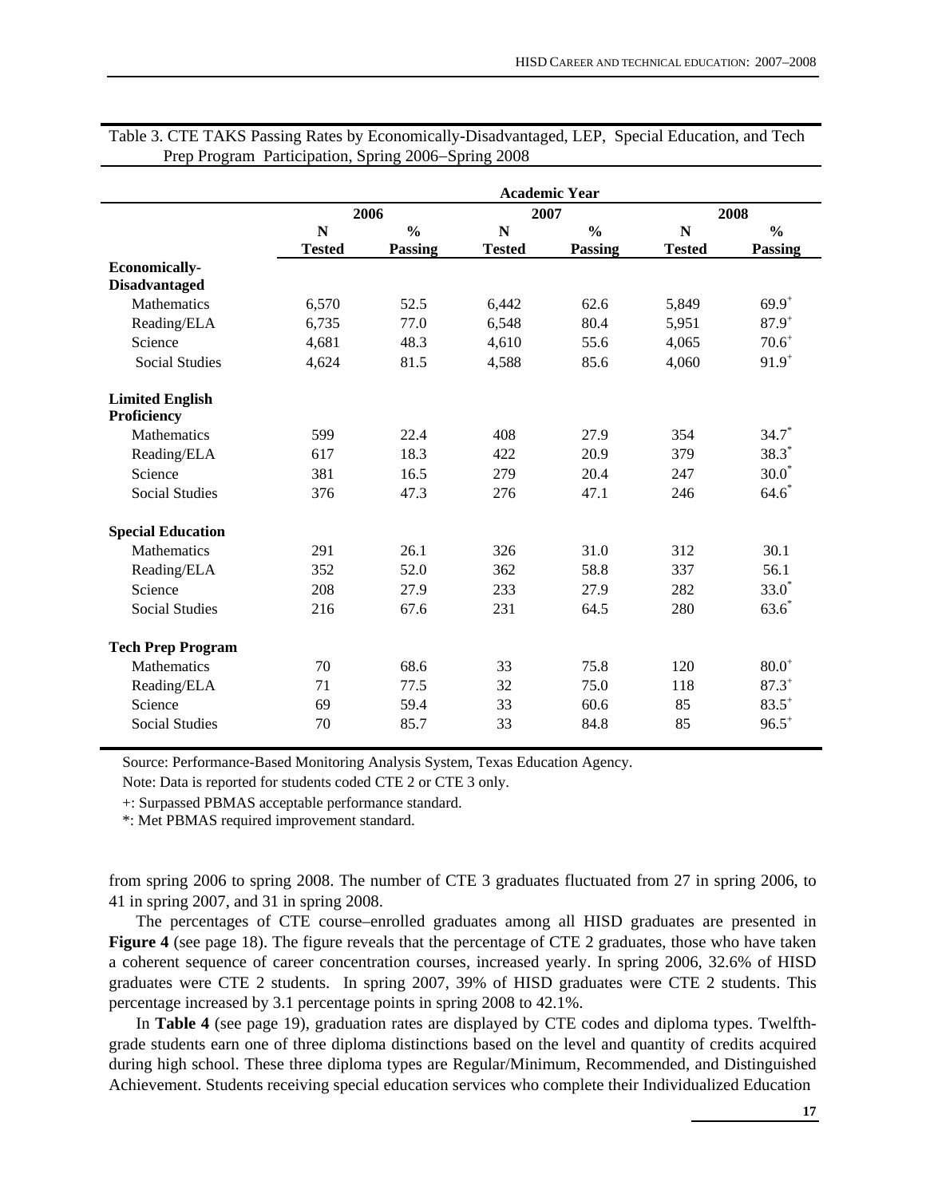Table 3. CTE TAKS Passing Rates by Economically-Disadvantaged, LEP, Special Education, and Tech Prep Program Participation, Spring 2006–Spring 2008

| | Academic Year | | | | | |
|---|---|---|---|---|---|---|
| | 2006 | | 2007 | | 2008 | |
| | N Tested | % Passing | N Tested | % Passing | N Tested | % Passing |
| **Economically-Disadvantaged** | | | | | | |
| Mathematics | 6,570 | 52.5 | 6,442 | 62.6 | 5,849 | 69.9+ |
| Reading/ELA | 6,735 | 77.0 | 6,548 | 80.4 | 5,951 | 87.9+ |
| Science | 4,681 | 48.3 | 4,610 | 55.6 | 4,065 | 70.6+ |
| Social Studies | 4,624 | 81.5 | 4,588 | 85.6 | 4,060 | 91.9+ |
| **Limited English Proficiency** | | | | | | |
| Mathematics | 599 | 22.4 | 408 | 27.9 | 354 | 34.7* |
| Reading/ELA | 617 | 18.3 | 422 | 20.9 | 379 | 38.3* |
| Science | 381 | 16.5 | 279 | 20.4 | 247 | 30.0* |
| Social Studies | 376 | 47.3 | 276 | 47.1 | 246 | 64.6* |
| **Special Education** | | | | | | |
| Mathematics | 291 | 26.1 | 326 | 31.0 | 312 | 30.1 |
| Reading/ELA | 352 | 52.0 | 362 | 58.8 | 337 | 56.1 |
| Science | 208 | 27.9 | 233 | 27.9 | 282 | 33.0* |
| Social Studies | 216 | 67.6 | 231 | 64.5 | 280 | 63.6* |
| **Tech Prep Program** | | | | | | |
| Mathematics | 70 | 68.6 | 33 | 75.8 | 120 | 80.0+ |
| Reading/ELA | 71 | 77.5 | 32 | 75.0 | 118 | 87.3+ |
| Science | 69 | 59.4 | 33 | 60.6 | 85 | 83.5+ |
| Social Studies | 70 | 85.7 | 33 | 84.8 | 85 | 96.5+ |

Source: Performance-Based Monitoring Analysis System, Texas Education Agency.

Note: Data is reported for students coded CTE 2 or CTE 3 only.

+: Surpassed PBMAS acceptable performance standard.

*: Met PBMAS required improvement standard.

from spring 2006 to spring 2008. The number of CTE 3 graduates fluctuated from 27 in spring 2006, to 41 in spring 2007, and 31 in spring 2008.

The percentages of CTE course–enrolled graduates among all HISD graduates are presented in **Figure 4** (see page 18). The figure reveals that the percentage of CTE 2 graduates, those who have taken a coherent sequence of career concentration courses, increased yearly. In spring 2006, 32.6% of HISD graduates were CTE 2 students. In spring 2007, 39% of HISD graduates were CTE 2 students. This percentage increased by 3.1 percentage points in spring 2008 to 42.1%.

In **Table 4** (see page 19), graduation rates are displayed by CTE codes and diploma types. Twelfth-grade students earn one of three diploma distinctions based on the level and quantity of credits acquired during high school. These three diploma types are Regular/Minimum, Recommended, and Distinguished Achievement. Students receiving special education services who complete their Individualized Education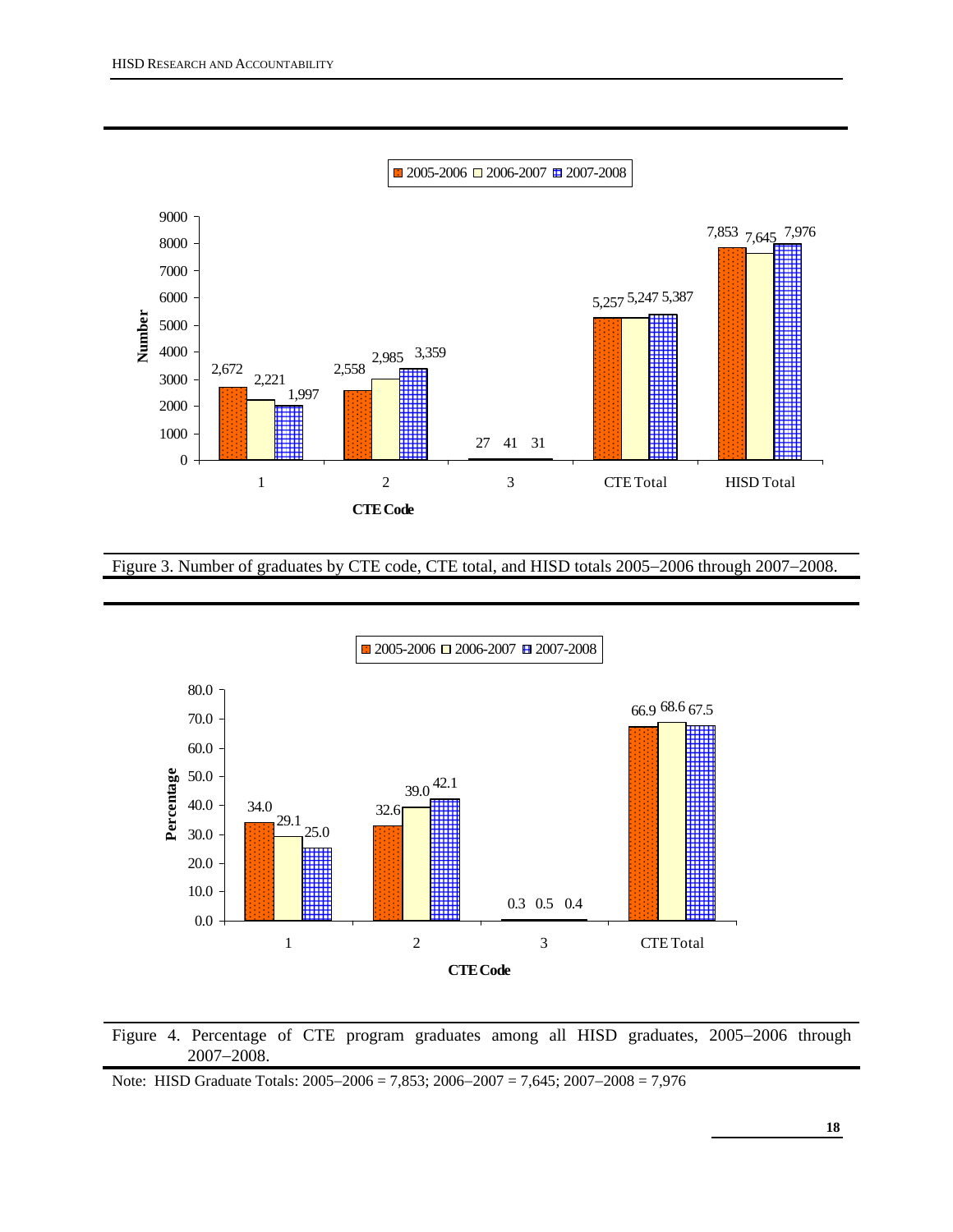| CTE Code | 2005-2006 | 2006-2007 | 2007-2008 |
|---|---|---|---|
| 1 | 2,672 | 2,221 | 1,997 |
| 2 | 2,558 | 2,985 | 3,359 |
| 3 | 27 | 41 | 31 |
| CTE Total | 5,257 | 5,247 | 5,387 |
| HISD Total | 7,853 | 7,645 | 7,976 |

Figure 3. Number of graduates by CTE code, CTE total, and HISD totals 2005–2006 through 2007–2008.

| CTE Code | 2005-2006 | 2006-2007 | 2007-2008 |
|---|---|---|---|
| 1 | 34.0 | 29.1 | 25.0 |
| 2 | 32.6 | 39.0 | 42.1 |
| 3 | 0.3 | 0.5 | 0.4 |
| CTE Total | 66.9 | 68.6 | 67.5 |

Figure 4. Percentage of CTE program graduates among all HISD graduates, 2005–2006 through 2007–2008.

Note: HISD Graduate Totals: 2005–2006 = 7,853; 2006–2007 = 7,645; 2007–2008 = 7,976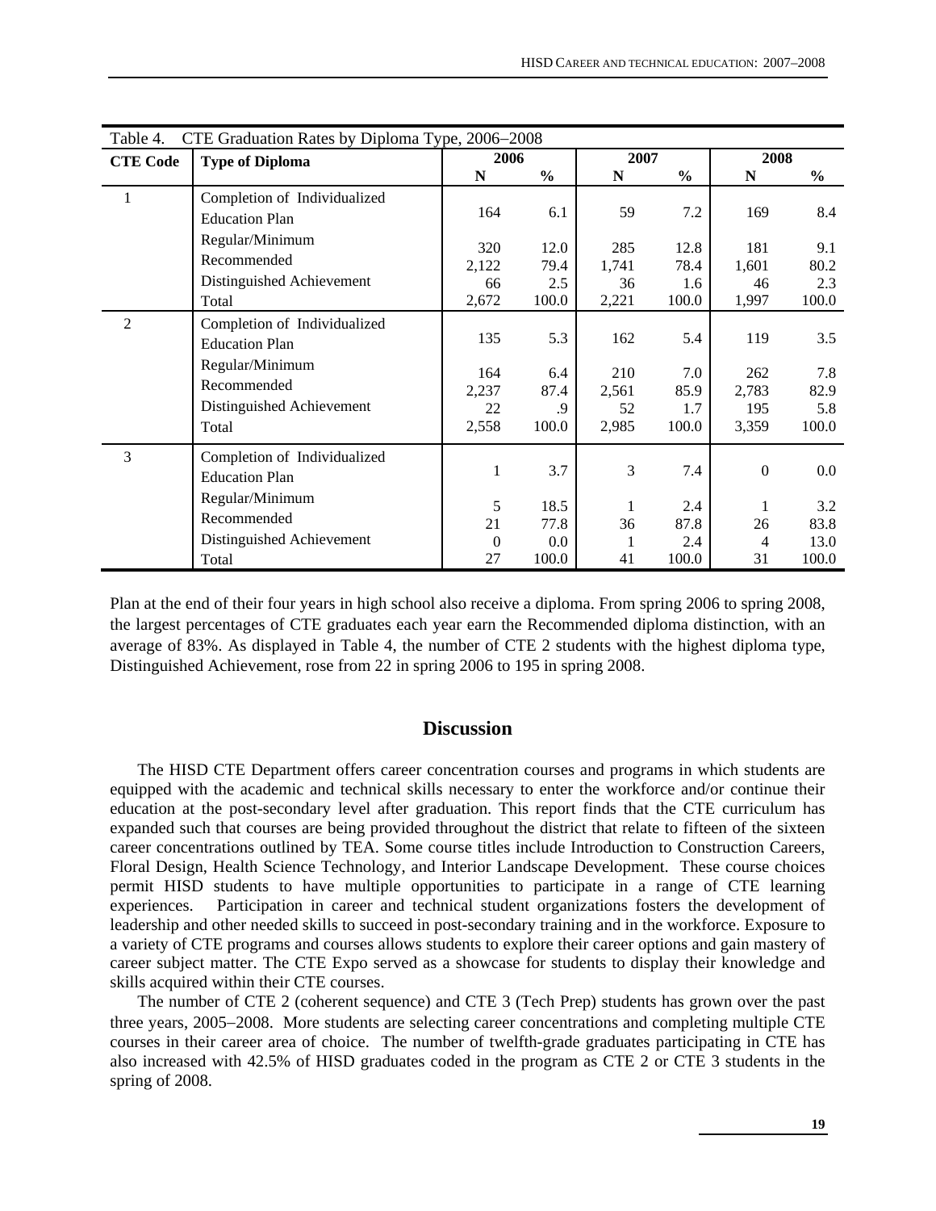Table 4. CTE Graduation Rates by Diploma Type, 2006–2008

| CTE Code | Type of Diploma | 2006 | | 2007 | | 2008 | |
|---|---|---|---|---|---|---|---|
| | | N | % | N | % | N | % |
| 1 | Completion of Individualized Education Plan | 164 | 6.1 | 59 | 7.2 | 169 | 8.4 |
| | Regular/Minimum | 320 | 12.0 | 285 | 12.8 | 181 | 9.1 |
| | Recommended | 2,122 | 79.4 | 1,741 | 78.4 | 1,601 | 80.2 |
| | Distinguished Achievement | 66 | 2.5 | 36 | 1.6 | 46 | 2.3 |
| | Total | 2,672 | 100.0 | 2,221 | 100.0 | 1,997 | 100.0 |
| 2 | Completion of Individualized Education Plan | 135 | 5.3 | 162 | 5.4 | 119 | 3.5 |
| | Regular/Minimum | 164 | 6.4 | 210 | 7.0 | 262 | 7.8 |
| | Recommended | 2,237 | 87.4 | 2,561 | 85.9 | 2,783 | 82.9 |
| | Distinguished Achievement | 22 | .9 | 52 | 1.7 | 195 | 5.8 |
| | Total | 2,558 | 100.0 | 2,985 | 100.0 | 3,359 | 100.0 |
| 3 | Completion of Individualized Education Plan | 1 | 3.7 | 3 | 7.4 | 0 | 0.0 |
| | Regular/Minimum | 5 | 18.5 | 1 | 2.4 | 1 | 3.2 |
| | Recommended | 21 | 77.8 | 36 | 87.8 | 26 | 83.8 |
| | Distinguished Achievement | 0 | 0.0 | 1 | 2.4 | 4 | 13.0 |
| | Total | 27 | 100.0 | 41 | 100.0 | 31 | 100.0 |

Plan at the end of their four years in high school also receive a diploma. From spring 2006 to spring 2008, the largest percentages of CTE graduates each year earn the Recommended diploma distinction, with an average of 83%. As displayed in Table 4, the number of CTE 2 students with the highest diploma type, Distinguished Achievement, rose from 22 in spring 2006 to 195 in spring 2008.

## Discussion

The HISD CTE Department offers career concentration courses and programs in which students are equipped with the academic and technical skills necessary to enter the workforce and/or continue their education at the post-secondary level after graduation. This report finds that the CTE curriculum has expanded such that courses are being provided throughout the district that relate to fifteen of the sixteen career concentrations outlined by TEA. Some course titles include Introduction to Construction Careers, Floral Design, Health Science Technology, and Interior Landscape Development. These course choices permit HISD students to have multiple opportunities to participate in a range of CTE learning experiences. Participation in career and technical student organizations fosters the development of leadership and other needed skills to succeed in post-secondary training and in the workforce. Exposure to a variety of CTE programs and courses allows students to explore their career options and gain mastery of career subject matter. The CTE Expo served as a showcase for students to display their knowledge and skills acquired within their CTE courses.

The number of CTE 2 (coherent sequence) and CTE 3 (Tech Prep) students has grown over the past three years, 2005–2008. More students are selecting career concentrations and completing multiple CTE courses in their career area of choice. The number of twelfth-grade graduates participating in CTE has also increased with 42.5% of HISD graduates coded in the program as CTE 2 or CTE 3 students in the spring of 2008.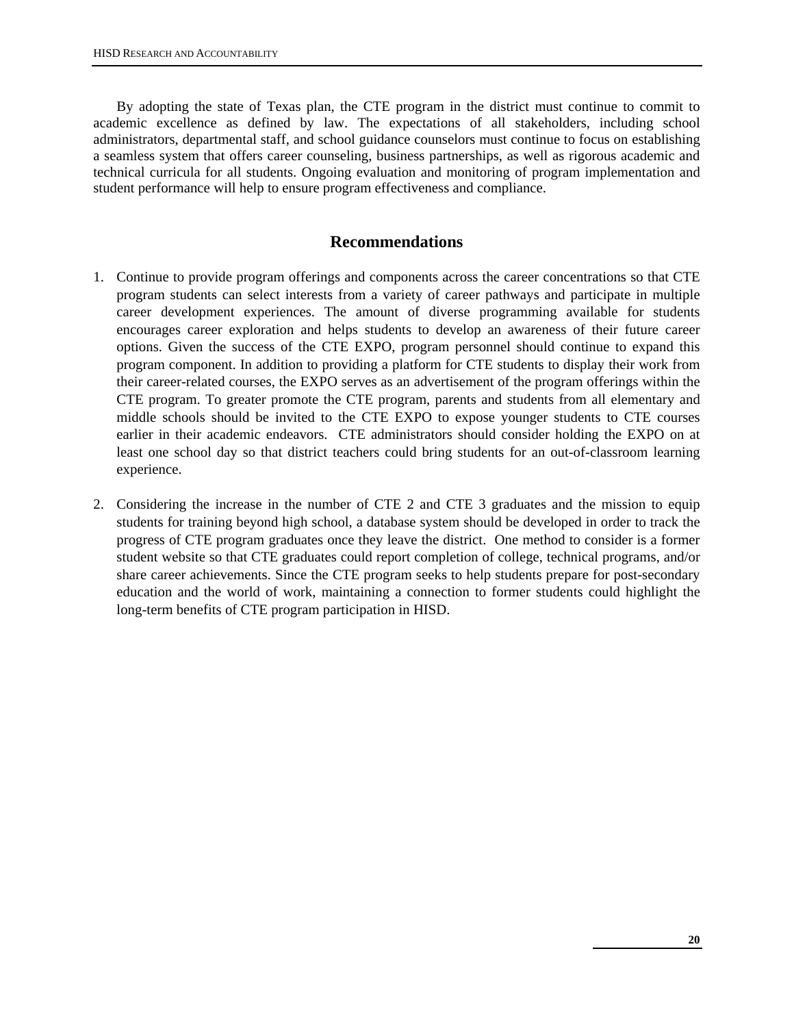By adopting the state of Texas plan, the CTE program in the district must continue to commit to academic excellence as defined by law. The expectations of all stakeholders, including school administrators, departmental staff, and school guidance counselors must continue to focus on establishing a seamless system that offers career counseling, business partnerships, as well as rigorous academic and technical curricula for all students. Ongoing evaluation and monitoring of program implementation and student performance will help to ensure program effectiveness and compliance.

## Recommendations

1. Continue to provide program offerings and components across the career concentrations so that CTE program students can select interests from a variety of career pathways and participate in multiple career development experiences. The amount of diverse programming available for students encourages career exploration and helps students to develop an awareness of their future career options. Given the success of the CTE EXPO, program personnel should continue to expand this program component. In addition to providing a platform for CTE students to display their work from their career-related courses, the EXPO serves as an advertisement of the program offerings within the CTE program. To greater promote the CTE program, parents and students from all elementary and middle schools should be invited to the CTE EXPO to expose younger students to CTE courses earlier in their academic endeavors. CTE administrators should consider holding the EXPO on at least one school day so that district teachers could bring students for an out-of-classroom learning experience.

2. Considering the increase in the number of CTE 2 and CTE 3 graduates and the mission to equip students for training beyond high school, a database system should be developed in order to track the progress of CTE program graduates once they leave the district. One method to consider is a former student website so that CTE graduates could report completion of college, technical programs, and/or share career achievements. Since the CTE program seeks to help students prepare for post-secondary education and the world of work, maintaining a connection to former students could highlight the long-term benefits of CTE program participation in HISD.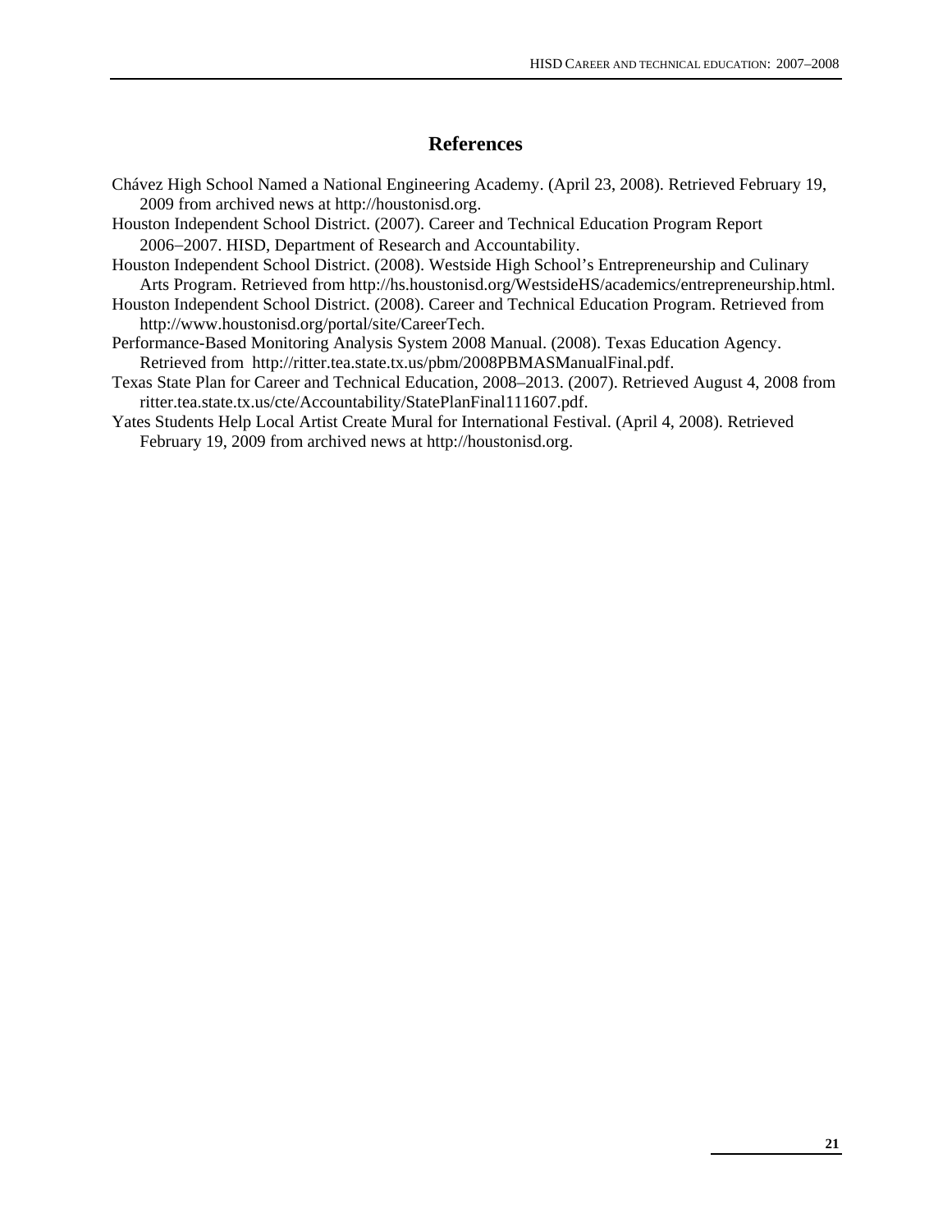# References

Chávez High School Named a National Engineering Academy. (April 23, 2008). Retrieved February 19, 2009 from archived news at http://houstonisd.org.

Houston Independent School District. (2007). Career and Technical Education Program Report 2006–2007. HISD, Department of Research and Accountability.

Houston Independent School District. (2008). Westside High School's Entrepreneurship and Culinary Arts Program. Retrieved from http://hs.houstonisd.org/WestsideHS/academics/entrepreneurship.html.

Houston Independent School District. (2008). Career and Technical Education Program. Retrieved from http://www.houstonisd.org/portal/site/CareerTech.

Performance-Based Monitoring Analysis System 2008 Manual. (2008). Texas Education Agency. Retrieved from http://ritter.tea.state.tx.us/pbm/2008PBMASManualFinal.pdf.

Texas State Plan for Career and Technical Education, 2008–2013. (2007). Retrieved August 4, 2008 from ritter.tea.state.tx.us/cte/Accountability/StatePlanFinal111607.pdf.

Yates Students Help Local Artist Create Mural for International Festival. (April 4, 2008). Retrieved February 19, 2009 from archived news at http://houstonisd.org.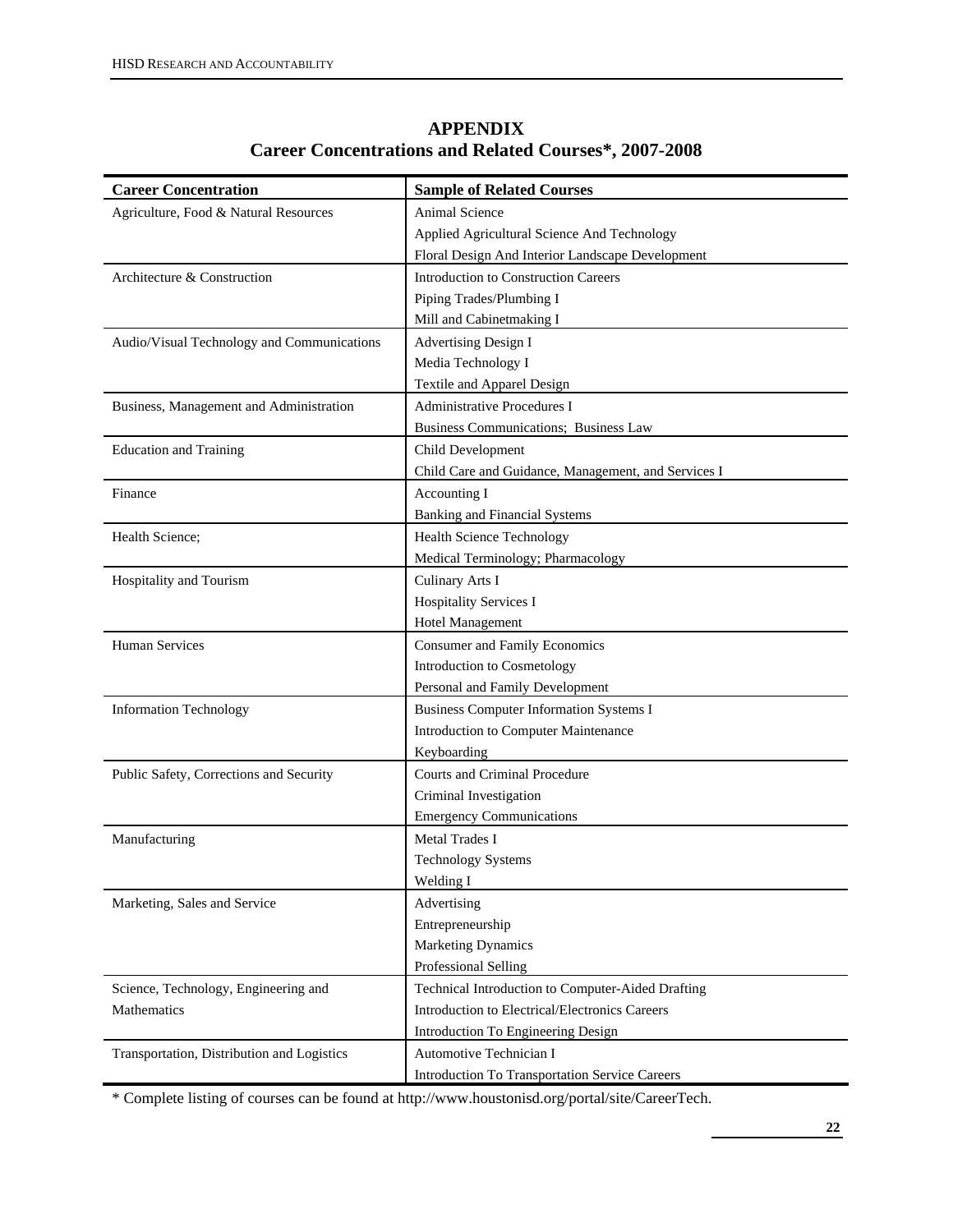## APPENDIX
## Career Concentrations and Related Courses*, 2007-2008

| Career Concentration | Sample of Related Courses |
|---|---|
| Agriculture, Food & Natural Resources | Animal Science |
| | Applied Agricultural Science And Technology |
| | Floral Design And Interior Landscape Development |
| Architecture & Construction | Introduction to Construction Careers |
| | Piping Trades/Plumbing I |
| | Mill and Cabinetmaking I |
| Audio/Visual Technology and Communications | Advertising Design I |
| | Media Technology I |
| | Textile and Apparel Design |
| Business, Management and Administration | Administrative Procedures I |
| | Business Communications; Business Law |
| Education and Training | Child Development |
| | Child Care and Guidance, Management, and Services I |
| Finance | Accounting I |
| | Banking and Financial Systems |
| Health Science; | Health Science Technology |
| | Medical Terminology; Pharmacology |
| Hospitality and Tourism | Culinary Arts I |
| | Hospitality Services I |
| | Hotel Management |
| Human Services | Consumer and Family Economics |
| | Introduction to Cosmetology |
| | Personal and Family Development |
| Information Technology | Business Computer Information Systems I |
| | Introduction to Computer Maintenance |
| | Keyboarding |
| Public Safety, Corrections and Security | Courts and Criminal Procedure |
| | Criminal Investigation |
| | Emergency Communications |
| Manufacturing | Metal Trades I |
| | Technology Systems |
| | Welding I |
| Marketing, Sales and Service | Advertising |
| | Entrepreneurship |
| | Marketing Dynamics |
| | Professional Selling |
| Science, Technology, Engineering and Mathematics | Technical Introduction to Computer-Aided Drafting |
| | Introduction to Electrical/Electronics Careers |
| | Introduction To Engineering Design |
| Transportation, Distribution and Logistics | Automotive Technician I |
| | Introduction To Transportation Service Careers |

* Complete listing of courses can be found at http://www.houstonisd.org/portal/site/CareerTech.